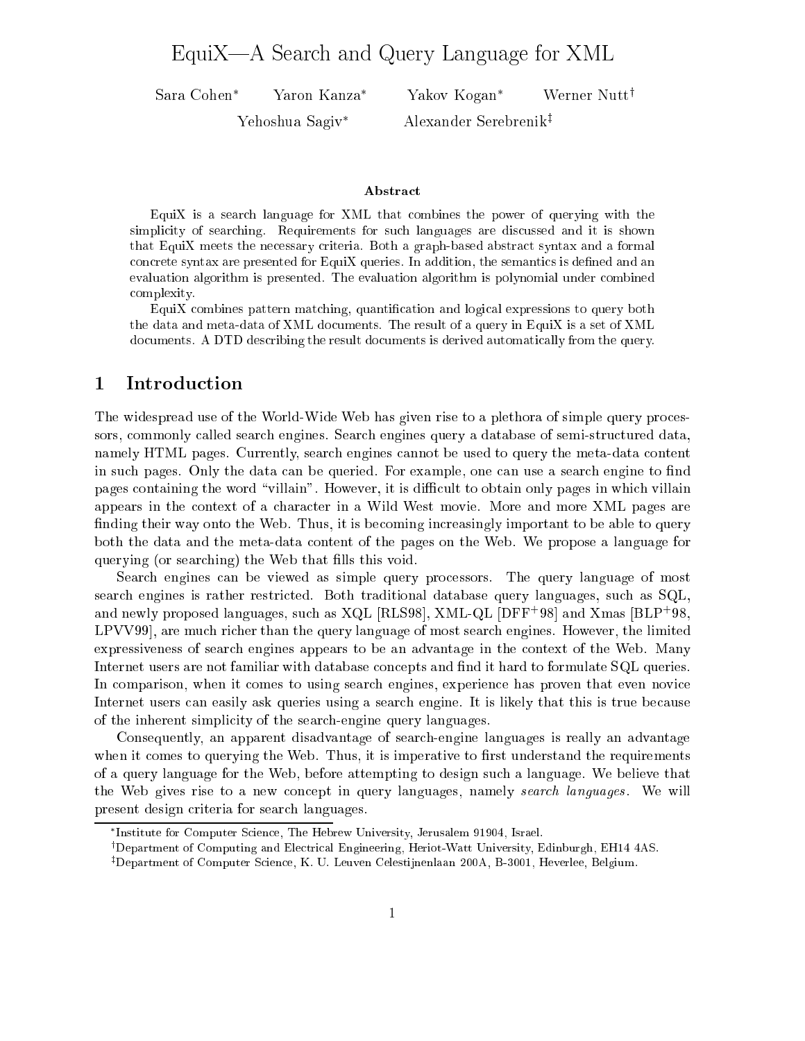# EquiX—A Search and Query Language for XML

Sara Cohen[*] Yaron Kanza[*] Yakov Kogan[*] Werner Nutt[†]

Yehoshua Sagiv[*] Alexander Serebrenik[‡]

### Abstract

EquiX is a search language for XML that combines the power of querying with the simplicity of searching. Requirements for such languages are discussed and it is shown that EquiX meets the necessary criteria. Both a graph-based abstract syntax and a formal concrete syntax are presented for EquiX queries. In addition, the semantics is defined and an evaluation algorithm is presented. The evaluation algorithm is polynomial under combined complexity.

EquiX combines pattern matching, quantification and logical expressions to query both the data and meta-data of XML documents. The result of a query in EquiX is a set of XML documents. A DTD describing the result documents is derived automatically from the query.

## 1 Introduction

The widespread use of the World-Wide Web has given rise to a plethora of simple query processors, commonly called search engines. Search engines query a database of semi-structured data, namely HTML pages. Currently, search engines cannot be used to query the meta-data content in such pages. Only the data can be queried. For example, one can use a search engine to find pages containing the word "villain". However, it is difficult to obtain only pages in which villain appears in the context of a character in a Wild West movie. More and more XML pages are finding their way onto the Web. Thus, it is becoming increasingly important to be able to query both the data and the meta-data content of the pages on the Web. We propose a language for querying (or searching) the Web that fills this void.

Search engines can be viewed as simple query processors. The query language of most search engines is rather restricted. Both traditional database query languages, such as SQL, and newly proposed languages, such as XQL [RLS98], XML-QL [DFF+98] and Xmas [BLP+98, LPVV99], are much richer than the query language of most search engines. However, the limited expressiveness of search engines appears to be an advantage in the context of the Web. Many Internet users are not familiar with database concepts and find it hard to formulate SQL queries. In comparison, when it comes to using search engines, experience has proven that even novice Internet users can easily ask queries using a search engine. It is likely that this is true because of the inherent simplicity of the search-engine query languages.

Consequently, an apparent disadvantage of search-engine languages is really an advantage when it comes to querying the Web. Thus, it is imperative to first understand the requirements of a query language for the Web, before attempting to design such a language. We believe that the Web gives rise to a new concept in query languages, namely *search languages*. We will present design criteria for search languages.

---

[*] Institute for Computer Science, The Hebrew University, Jerusalem 91904, Israel.

[†] Department of Computing and Electrical Engineering, Heriot-Watt University, Edinburgh, EH14 4AS.

[‡] Department of Computer Science, K. U. Leuven Celestijnenlaan 200A, B-3001, Heverlee, Belgium.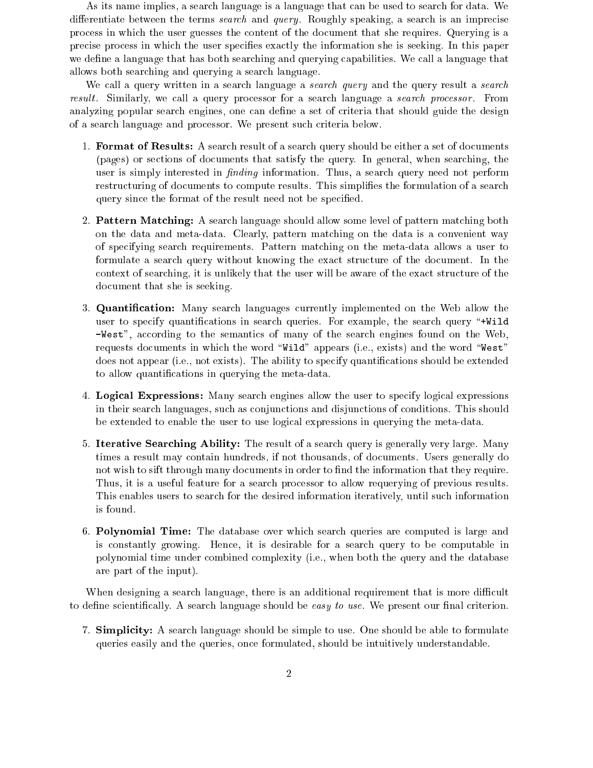As its name implies, a search language is a language that can be used to search for data. We differentiate between the terms *search* and *query*. Roughly speaking, a search is an imprecise process in which the user guesses the content of the document that she requires. Querying is a precise process in which the user specifies exactly the information she is seeking. In this paper we define a language that has both searching and querying capabilities. We call a language that allows both searching and querying a search language.

We call a query written in a search language a *search query* and the query result a *search result*. Similarly, we call a query processor for a search language a *search processor*. From analyzing popular search engines, one can define a set of criteria that should guide the design of a search language and processor. We present such criteria below.

1. **Format of Results:** A search result of a search query should be either a set of documents (pages) or sections of documents that satisfy the query. In general, when searching, the user is simply interested in *finding* information. Thus, a search query need not perform restructuring of documents to compute results. This simplifies the formulation of a search query since the format of the result need not be specified.

2. **Pattern Matching:** A search language should allow some level of pattern matching both on the data and meta-data. Clearly, pattern matching on the data is a convenient way of specifying search requirements. Pattern matching on the meta-data allows a user to formulate a search query without knowing the exact structure of the document. In the context of searching, it is unlikely that the user will be aware of the exact structure of the document that she is seeking.

3. **Quantification:** Many search languages currently implemented on the Web allow the user to specify quantifications in search queries. For example, the search query "`+Wild -West`", according to the semantics of many of the search engines found on the Web, requests documents in which the word "`Wild`" appears (i.e., exists) and the word "`West`" does not appear (i.e., not exists). The ability to specify quantifications should be extended to allow quantifications in querying the meta-data.

4. **Logical Expressions:** Many search engines allow the user to specify logical expressions in their search languages, such as conjunctions and disjunctions of conditions. This should be extended to enable the user to use logical expressions in querying the meta-data.

5. **Iterative Searching Ability:** The result of a search query is generally very large. Many times a result may contain hundreds, if not thousands, of documents. Users generally do not wish to sift through many documents in order to find the information that they require. Thus, it is a useful feature for a search processor to allow requerying of previous results. This enables users to search for the desired information iteratively, until such information is found.

6. **Polynomial Time:** The database over which search queries are computed is large and is constantly growing. Hence, it is desirable for a search query to be computable in polynomial time under combined complexity (i.e., when both the query and the database are part of the input).

When designing a search language, there is an additional requirement that is more difficult to define scientifically. A search language should be *easy to use*. We present our final criterion.

7. **Simplicity:** A search language should be simple to use. One should be able to formulate queries easily and the queries, once formulated, should be intuitively understandable.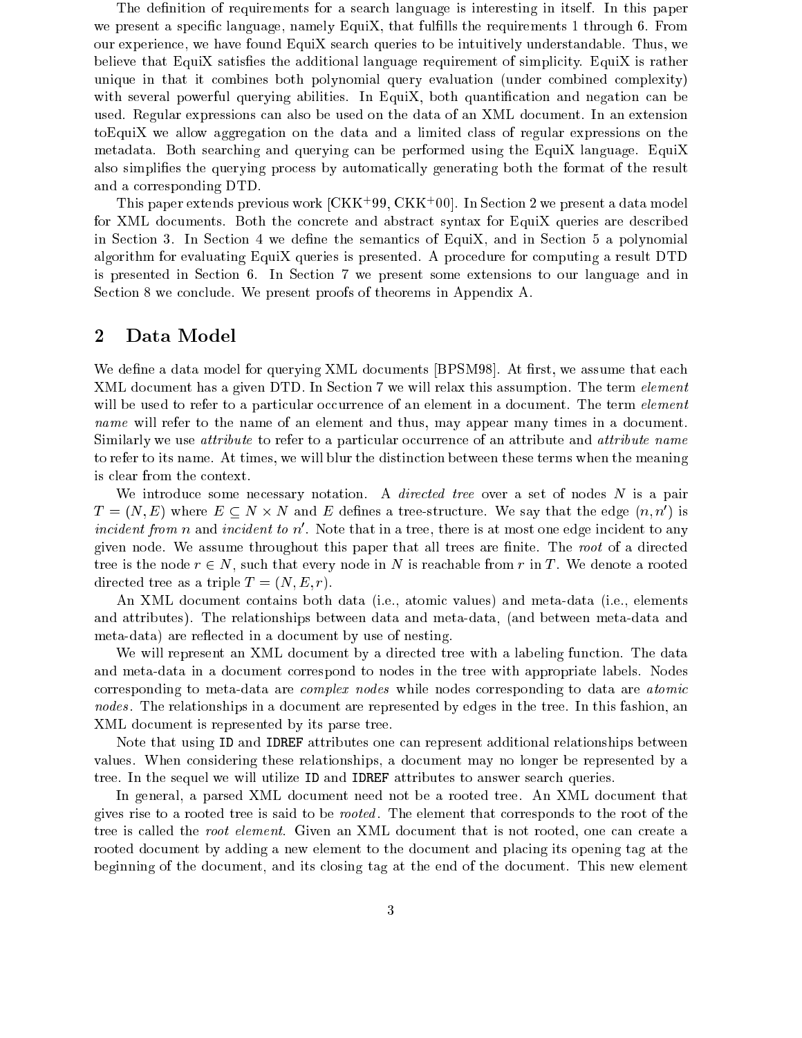The definition of requirements for a search language is interesting in itself. In this paper we present a specific language, namely EquiX, that fulfills the requirements 1 through 6. From our experience, we have found EquiX search queries to be intuitively understandable. Thus, we believe that EquiX satisfies the additional language requirement of simplicity. EquiX is rather unique in that it combines both polynomial query evaluation (under combined complexity) with several powerful querying abilities. In EquiX, both quantification and negation can be used. Regular expressions can also be used on the data of an XML document. In an extension toEquiX we allow aggregation on the data and a limited class of regular expressions on the metadata. Both searching and querying can be performed using the EquiX language. EquiX also simplifies the querying process by automatically generating both the format of the result and a corresponding DTD.

This paper extends previous work [CKK+99, CKK+00]. In Section 2 we present a data model for XML documents. Both the concrete and abstract syntax for EquiX queries are described in Section 3. In Section 4 we define the semantics of EquiX, and in Section 5 a polynomial algorithm for evaluating EquiX queries is presented. A procedure for computing a result DTD is presented in Section 6. In Section 7 we present some extensions to our language and in Section 8 we conclude. We present proofs of theorems in Appendix A.

## 2 Data Model

We define a data model for querying XML documents [BPSM98]. At first, we assume that each XML document has a given DTD. In Section 7 we will relax this assumption. The term *element* will be used to refer to a particular occurrence of an element in a document. The term *element name* will refer to the name of an element and thus, may appear many times in a document. Similarly we use *attribute* to refer to a particular occurrence of an attribute and *attribute name* to refer to its name. At times, we will blur the distinction between these terms when the meaning is clear from the context.

We introduce some necessary notation. A *directed tree* over a set of nodes $N$ is a pair $T = (N, E)$ where $E \subseteq N \times N$ and $E$ defines a tree-structure. We say that the edge $(n, n')$ is *incident from* $n$ and *incident to* $n'$. Note that in a tree, there is at most one edge incident to any given node. We assume throughout this paper that all trees are finite. The *root* of a directed tree is the node $r \in N$, such that every node in $N$ is reachable from $r$ in $T$. We denote a rooted directed tree as a triple $T = (N, E, r)$.

An XML document contains both data (i.e., atomic values) and meta-data (i.e., elements and attributes). The relationships between data and meta-data, (and between meta-data and meta-data) are reflected in a document by use of nesting.

We will represent an XML document by a directed tree with a labeling function. The data and meta-data in a document correspond to nodes in the tree with appropriate labels. Nodes corresponding to meta-data are *complex nodes* while nodes corresponding to data are *atomic nodes*. The relationships in a document are represented by edges in the tree. In this fashion, an XML document is represented by its parse tree.

Note that using `ID` and `IDREF` attributes one can represent additional relationships between values. When considering these relationships, a document may no longer be represented by a tree. In the sequel we will utilize `ID` and `IDREF` attributes to answer search queries.

In general, a parsed XML document need not be a rooted tree. An XML document that gives rise to a rooted tree is said to be *rooted*. The element that corresponds to the root of the tree is called the *root element*. Given an XML document that is not rooted, one can create a rooted document by adding a new element to the document and placing its opening tag at the beginning of the document, and its closing tag at the end of the document. This new element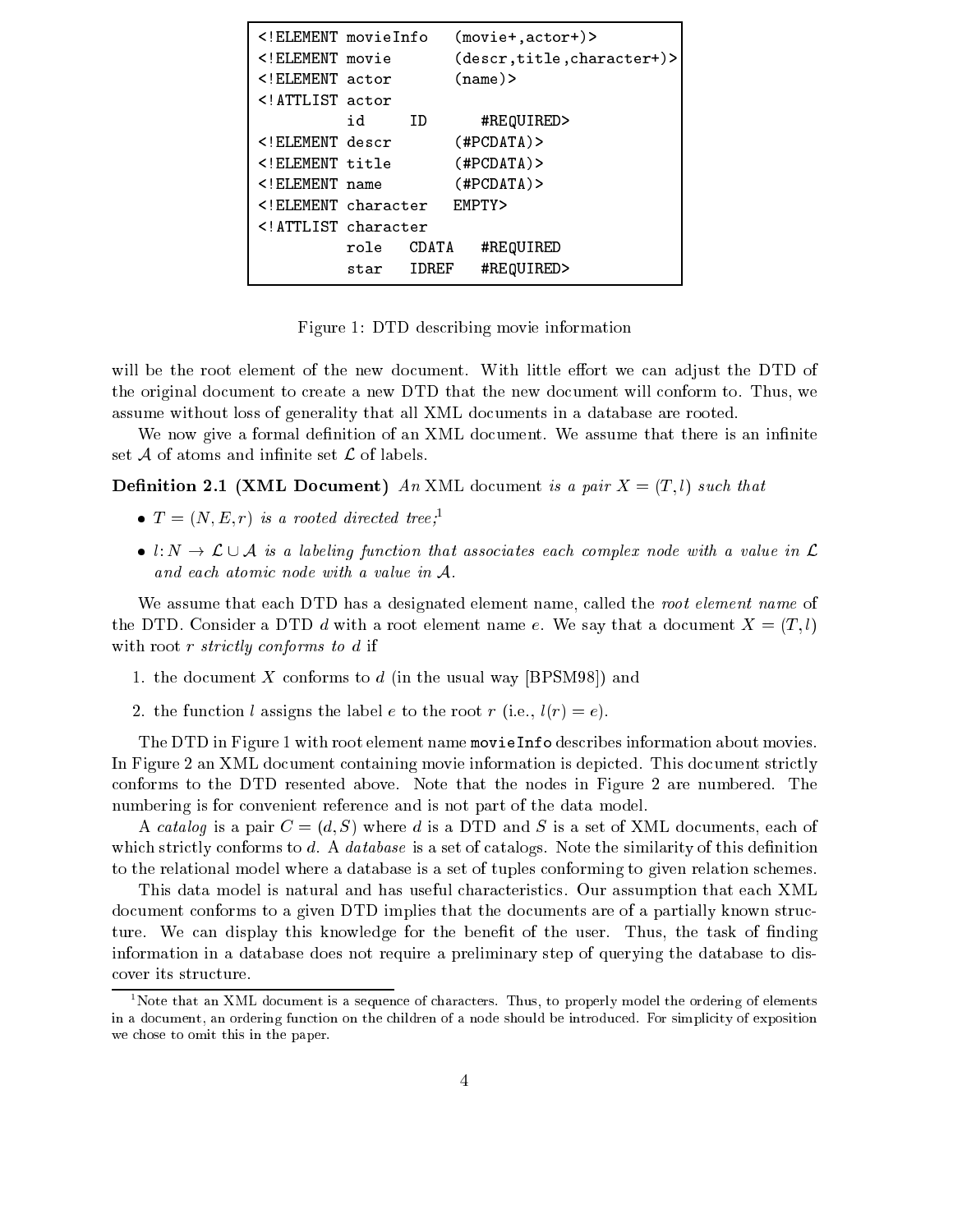```
<!ELEMENT movieInfo   (movie+,actor+)>
<!ELEMENT movie       (descr,title,character+)>
<!ELEMENT actor       (name)>
<!ATTLIST actor
          id     ID       #REQUIRED>
<!ELEMENT descr       (#PCDATA)>
<!ELEMENT title       (#PCDATA)>
<!ELEMENT name        (#PCDATA)>
<!ELEMENT character   EMPTY>
<!ATTLIST character
          role   CDATA    #REQUIRED
          star   IDREF    #REQUIRED>
```

Figure 1: DTD describing movie information

will be the root element of the new document. With little effort we can adjust the DTD of the original document to create a new DTD that the new document will conform to. Thus, we assume without loss of generality that all XML documents in a database are rooted.

We now give a formal definition of an XML document. We assume that there is an infinite set $\mathcal{A}$ of atoms and infinite set $\mathcal{L}$ of labels.

**Definition 2.1 (XML Document)** *An* XML document *is a pair $X = (T, l)$ such that*

- *$T = (N, E, r)$ is a rooted directed tree;*[1]
- *$l\colon N \to \mathcal{L} \cup \mathcal{A}$ is a labeling function that associates each complex node with a value in $\mathcal{L}$ and each atomic node with a value in $\mathcal{A}$.*

We assume that each DTD has a designated element name, called the *root element name* of the DTD. Consider a DTD $d$ with a root element name $e$. We say that a document $X = (T, l)$ with root $r$ *strictly conforms to $d$* if

1. the document $X$ conforms to $d$ (in the usual way [BPSM98]) and
2. the function $l$ assigns the label $e$ to the root $r$ (i.e., $l(r) = e$).

The DTD in Figure 1 with root element name `movieInfo` describes information about movies. In Figure 2 an XML document containing movie information is depicted. This document strictly conforms to the DTD resented above. Note that the nodes in Figure 2 are numbered. The numbering is for convenient reference and is not part of the data model.

A *catalog* is a pair $C = (d, S)$ where $d$ is a DTD and $S$ is a set of XML documents, each of which strictly conforms to $d$. A *database* is a set of catalogs. Note the similarity of this definition to the relational model where a database is a set of tuples conforming to given relation schemes.

This data model is natural and has useful characteristics. Our assumption that each XML document conforms to a given DTD implies that the documents are of a partially known structure. We can display this knowledge for the benefit of the user. Thus, the task of finding information in a database does not require a preliminary step of querying the database to discover its structure.

[1] Note that an XML document is a sequence of characters. Thus, to properly model the ordering of elements in a document, an ordering function on the children of a node should be introduced. For simplicity of exposition we chose to omit this in the paper.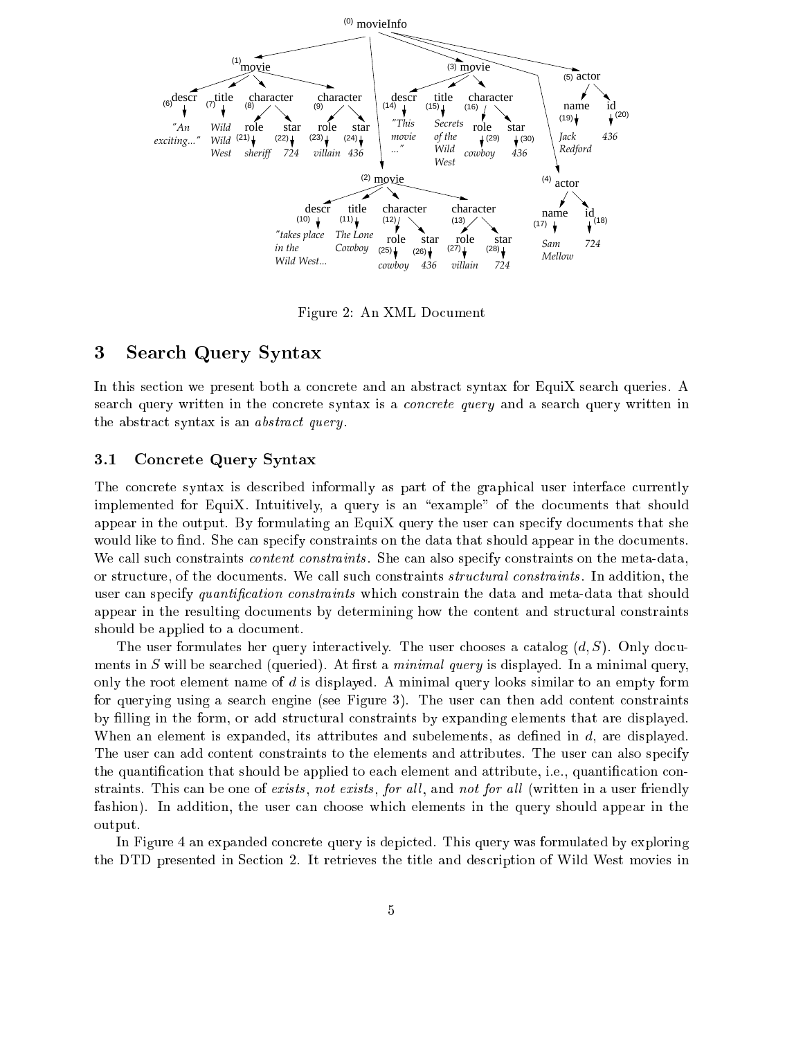Figure 2: An XML Document

## 3 Search Query Syntax

In this section we present both a concrete and an abstract syntax for EquiX search queries. A search query written in the concrete syntax is a *concrete query* and a search query written in the abstract syntax is an *abstract query*.

### 3.1 Concrete Query Syntax

The concrete syntax is described informally as part of the graphical user interface currently implemented for EquiX. Intuitively, a query is an "example" of the documents that should appear in the output. By formulating an EquiX query the user can specify documents that she would like to find. She can specify constraints on the data that should appear in the documents. We call such constraints *content constraints*. She can also specify constraints on the meta-data, or structure, of the documents. We call such constraints *structural constraints*. In addition, the user can specify *quantification constraints* which constrain the data and meta-data that should appear in the resulting documents by determining how the content and structural constraints should be applied to a document.

The user formulates her query interactively. The user chooses a catalog $(d, S)$. Only documents in $S$ will be searched (queried). At first a *minimal query* is displayed. In a minimal query, only the root element name of $d$ is displayed. A minimal query looks similar to an empty form for querying using a search engine (see Figure 3). The user can then add content constraints by filling in the form, or add structural constraints by expanding elements that are displayed. When an element is expanded, its attributes and subelements, as defined in $d$, are displayed. The user can add content constraints to the elements and attributes. The user can also specify the quantification that should be applied to each element and attribute, i.e., quantification constraints. This can be one of *exists*, *not exists*, *for all*, and *not for all* (written in a user friendly fashion). In addition, the user can choose which elements in the query should appear in the output.

In Figure 4 an expanded concrete query is depicted. This query was formulated by exploring the DTD presented in Section 2. It retrieves the title and description of Wild West movies in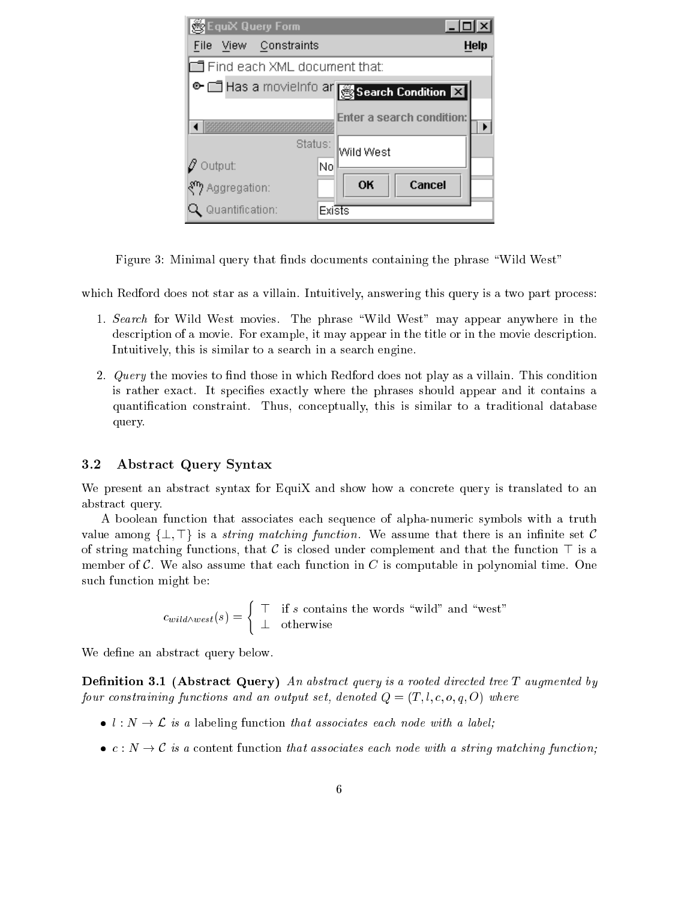Figure 3: Minimal query that finds documents containing the phrase “Wild West”

which Redford does not star as a villain. Intuitively, answering this query is a two part process:

1. *Search* for Wild West movies. The phrase “Wild West” may appear anywhere in the description of a movie. For example, it may appear in the title or in the movie description. Intuitively, this is similar to a search in a search engine.

2. *Query* the movies to find those in which Redford does not play as a villain. This condition is rather exact. It specifies exactly where the phrases should appear and it contains a quantification constraint. Thus, conceptually, this is similar to a traditional database query.

## 3.2 Abstract Query Syntax

We present an abstract syntax for EquiX and show how a concrete query is translated to an abstract query.

A boolean function that associates each sequence of alpha-numeric symbols with a truth value among $\{\bot, \top\}$ is a *string matching function*. We assume that there is an infinite set $\mathcal{C}$ of string matching functions, that $\mathcal{C}$ is closed under complement and that the function $\top$ is a member of $\mathcal{C}$. We also assume that each function in $C$ is computable in polynomial time. One such function might be:

$$c_{wild \wedge west}(s) = \begin{cases} \top & \text{if } s \text{ contains the words “wild” and “west”} \\ \bot & \text{otherwise} \end{cases}$$

We define an abstract query below.

**Definition 3.1 (Abstract Query)** *An abstract query is a rooted directed tree $T$ augmented by four constraining functions and an output set, denoted $Q = (T, l, c, o, q, O)$ where*

- $l : N \to \mathcal{L}$ *is a* labeling function *that associates each node with a label;*
- $c : N \to \mathcal{C}$ *is a* content function *that associates each node with a string matching function;*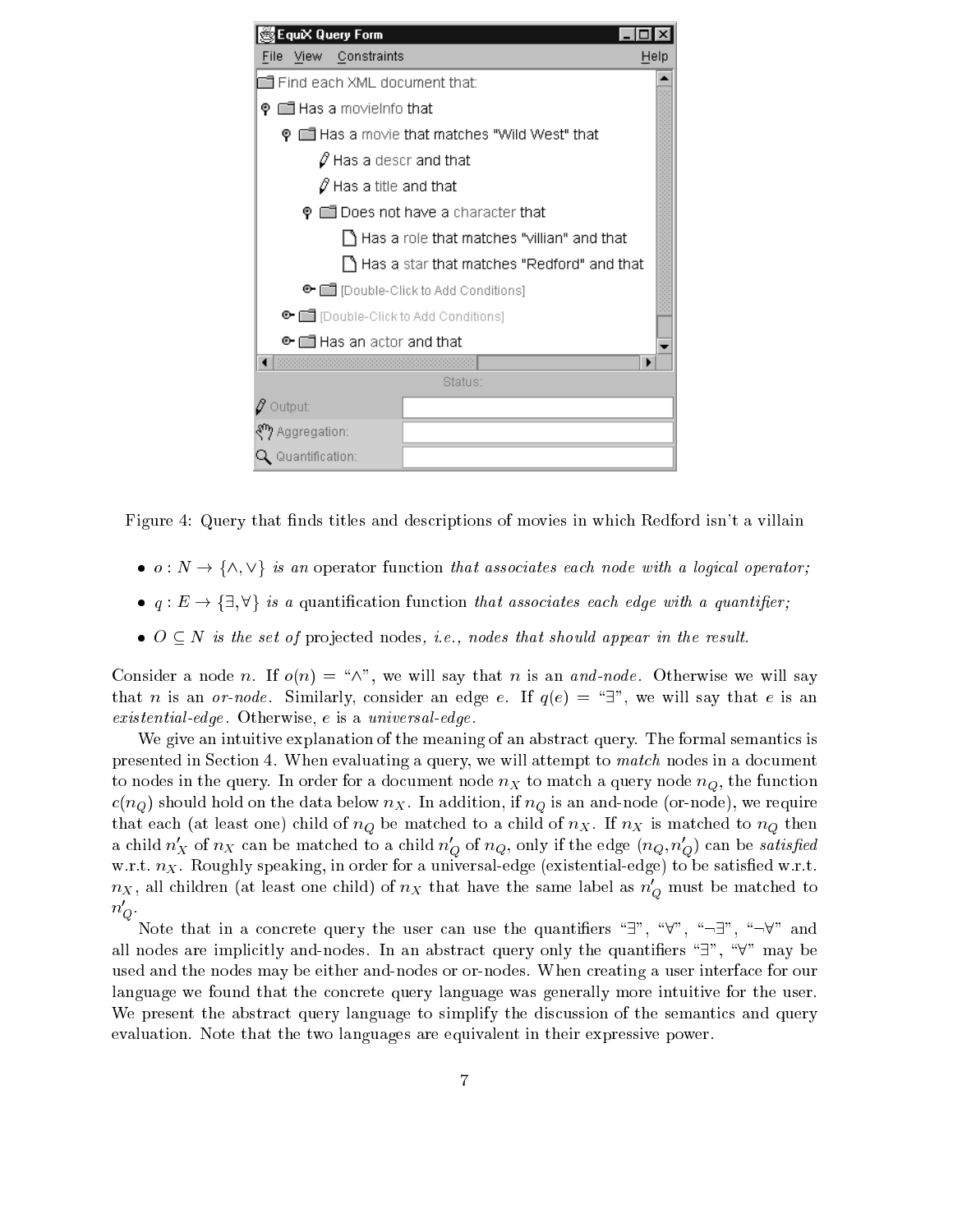Figure 4: Query that finds titles and descriptions of movies in which Redford isn't a villain

- $o : N \rightarrow \{\wedge, \vee\}$ *is an* operator function *that associates each node with a logical operator;*
- $q : E \rightarrow \{\exists, \forall\}$ *is a* quantification function *that associates each edge with a quantifier;*
- $O \subseteq N$ *is the set of* projected nodes*, i.e., nodes that should appear in the result.*

Consider a node $n$. If $o(n) =$ "$\wedge$", we will say that $n$ is an *and-node*. Otherwise we will say that $n$ is an *or-node*. Similarly, consider an edge $e$. If $q(e) =$ "$\exists$", we will say that $e$ is an *existential-edge*. Otherwise, $e$ is a *universal-edge*.

We give an intuitive explanation of the meaning of an abstract query. The formal semantics is presented in Section 4. When evaluating a query, we will attempt to *match* nodes in a document to nodes in the query. In order for a document node $n_X$ to match a query node $n_Q$, the function $c(n_Q)$ should hold on the data below $n_X$. In addition, if $n_Q$ is an and-node (or-node), we require that each (at least one) child of $n_Q$ be matched to a child of $n_X$. If $n_X$ is matched to $n_Q$ then a child $n'_X$ of $n_X$ can be matched to a child $n'_Q$ of $n_Q$, only if the edge $(n_Q, n'_Q)$ can be *satisfied* w.r.t. $n_X$. Roughly speaking, in order for a universal-edge (existential-edge) to be satisfied w.r.t. $n_X$, all children (at least one child) of $n_X$ that have the same label as $n'_Q$ must be matched to $n'_Q$.

Note that in a concrete query the user can use the quantifiers "$\exists$", "$\forall$", "$\neg\exists$", "$\neg\forall$" and all nodes are implicitly and-nodes. In an abstract query only the quantifiers "$\exists$", "$\forall$" may be used and the nodes may be either and-nodes or or-nodes. When creating a user interface for our language we found that the concrete query language was generally more intuitive for the user. We present the abstract query language to simplify the discussion of the semantics and query evaluation. Note that the two languages are equivalent in their expressive power.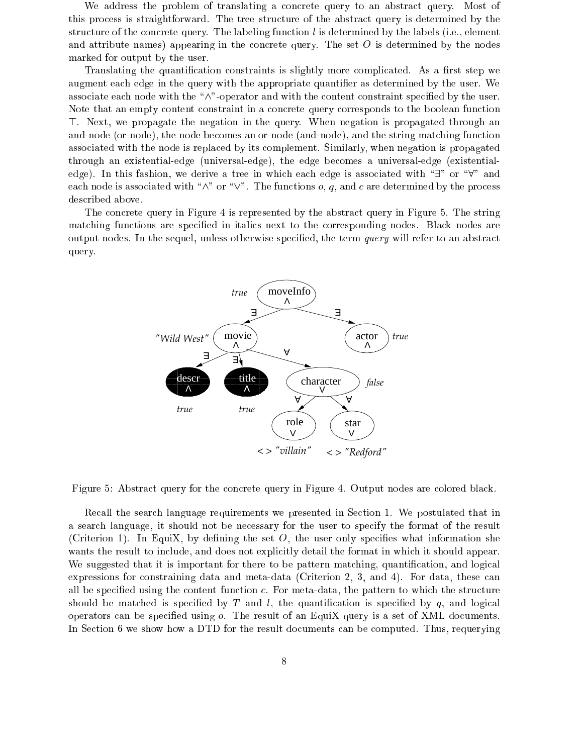We address the problem of translating a concrete query to an abstract query. Most of this process is straightforward. The tree structure of the abstract query is determined by the structure of the concrete query. The labeling function $l$ is determined by the labels (i.e., element and attribute names) appearing in the concrete query. The set $O$ is determined by the nodes marked for output by the user.

Translating the quantification constraints is slightly more complicated. As a first step we augment each edge in the query with the appropriate quantifier as determined by the user. We associate each node with the "$\wedge$"-operator and with the content constraint specified by the user. Note that an empty content constraint in a concrete query corresponds to the boolean function $\top$. Next, we propagate the negation in the query. When negation is propagated through an and-node (or-node), the node becomes an or-node (and-node), and the string matching function associated with the node is replaced by its complement. Similarly, when negation is propagated through an existential-edge (universal-edge), the edge becomes a universal-edge (existential-edge). In this fashion, we derive a tree in which each edge is associated with "$\exists$" or "$\forall$" and each node is associated with "$\wedge$" or "$\vee$". The functions $o$, $q$, and $c$ are determined by the process described above.

The concrete query in Figure 4 is represented by the abstract query in Figure 5. The string matching functions are specified in italics next to the corresponding nodes. Black nodes are output nodes. In the sequel, unless otherwise specified, the term *query* will refer to an abstract query.

Figure 5: Abstract query for the concrete query in Figure 4. Output nodes are colored black.

Recall the search language requirements we presented in Section 1. We postulated that in a search language, it should not be necessary for the user to specify the format of the result (Criterion 1). In EquiX, by defining the set $O$, the user only specifies what information she wants the result to include, and does not explicitly detail the format in which it should appear. We suggested that it is important for there to be pattern matching, quantification, and logical expressions for constraining data and meta-data (Criterion 2, 3, and 4). For data, these can all be specified using the content function $c$. For meta-data, the pattern to which the structure should be matched is specified by $T$ and $l$, the quantification is specified by $q$, and logical operators can be specified using $o$. The result of an EquiX query is a set of XML documents. In Section 6 we show how a DTD for the result documents can be computed. Thus, requerying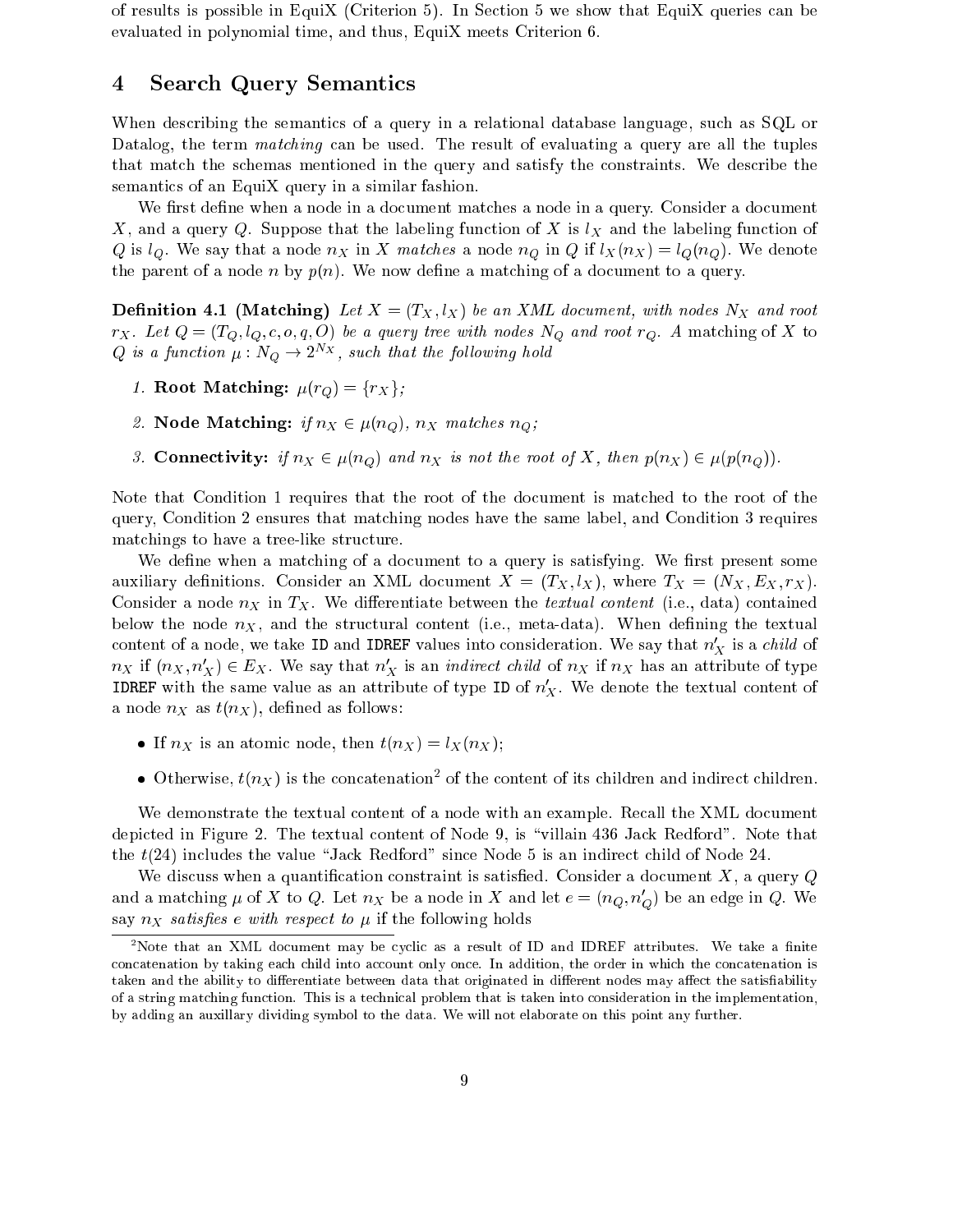of results is possible in EquiX (Criterion 5). In Section 5 we show that EquiX queries can be evaluated in polynomial time, and thus, EquiX meets Criterion 6.

## 4 Search Query Semantics

When describing the semantics of a query in a relational database language, such as SQL or Datalog, the term *matching* can be used. The result of evaluating a query are all the tuples that match the schemas mentioned in the query and satisfy the constraints. We describe the semantics of an EquiX query in a similar fashion.

We first define when a node in a document matches a node in a query. Consider a document $X$, and a query $Q$. Suppose that the labeling function of $X$ is $l_X$ and the labeling function of $Q$ is $l_Q$. We say that a node $n_X$ in $X$ *matches* a node $n_Q$ in $Q$ if $l_X(n_X) = l_Q(n_Q)$. We denote the parent of a node $n$ by $p(n)$. We now define a matching of a document to a query.

**Definition 4.1 (Matching)** *Let $X = (T_X, l_X)$ be an XML document, with nodes $N_X$ and root $r_X$. Let $Q = (T_Q, l_Q, c, o, q, O)$ be a query tree with nodes $N_Q$ and root $r_Q$. A* matching *of $X$ to $Q$ is a function $\mu : N_Q \rightarrow 2^{N_X}$, such that the following hold*

1. **Root Matching:** $\mu(r_Q) = \{r_X\}$;
2. **Node Matching:** *if $n_X \in \mu(n_Q)$, $n_X$ matches $n_Q$;*
3. **Connectivity:** *if $n_X \in \mu(n_Q)$ and $n_X$ is not the root of $X$, then $p(n_X) \in \mu(p(n_Q))$.*

Note that Condition 1 requires that the root of the document is matched to the root of the query, Condition 2 ensures that matching nodes have the same label, and Condition 3 requires matchings to have a tree-like structure.

We define when a matching of a document to a query is satisfying. We first present some auxiliary definitions. Consider an XML document $X = (T_X, l_X)$, where $T_X = (N_X, E_X, r_X)$. Consider a node $n_X$ in $T_X$. We differentiate between the *textual content* (i.e., data) contained below the node $n_X$, and the structural content (i.e., meta-data). When defining the textual content of a node, we take `ID` and `IDREF` values into consideration. We say that $n'_X$ is a *child* of $n_X$ if $(n_X, n'_X) \in E_X$. We say that $n'_X$ is an *indirect child* of $n_X$ if $n_X$ has an attribute of type `IDREF` with the same value as an attribute of type `ID` of $n'_X$. We denote the textual content of a node $n_X$ as $t(n_X)$, defined as follows:

- If $n_X$ is an atomic node, then $t(n_X) = l_X(n_X)$;
- Otherwise, $t(n_X)$ is the concatenation[2] of the content of its children and indirect children.

We demonstrate the textual content of a node with an example. Recall the XML document depicted in Figure 2. The textual content of Node 9, is "villain 436 Jack Redford". Note that the $t(24)$ includes the value "Jack Redford" since Node 5 is an indirect child of Node 24.

We discuss when a quantification constraint is satisfied. Consider a document $X$, a query $Q$ and a matching $\mu$ of $X$ to $Q$. Let $n_X$ be a node in $X$ and let $e = (n_Q, n'_Q)$ be an edge in $Q$. We say $n_X$ *satisfies $e$ with respect to $\mu$* if the following holds

[2]Note that an XML document may be cyclic as a result of ID and IDREF attributes. We take a finite concatenation by taking each child into account only once. In addition, the order in which the concatenation is taken and the ability to differentiate between data that originated in different nodes may affect the satisfiability of a string matching function. This is a technical problem that is taken into consideration in the implementation, by adding an auxillary dividing symbol to the data. We will not elaborate on this point any further.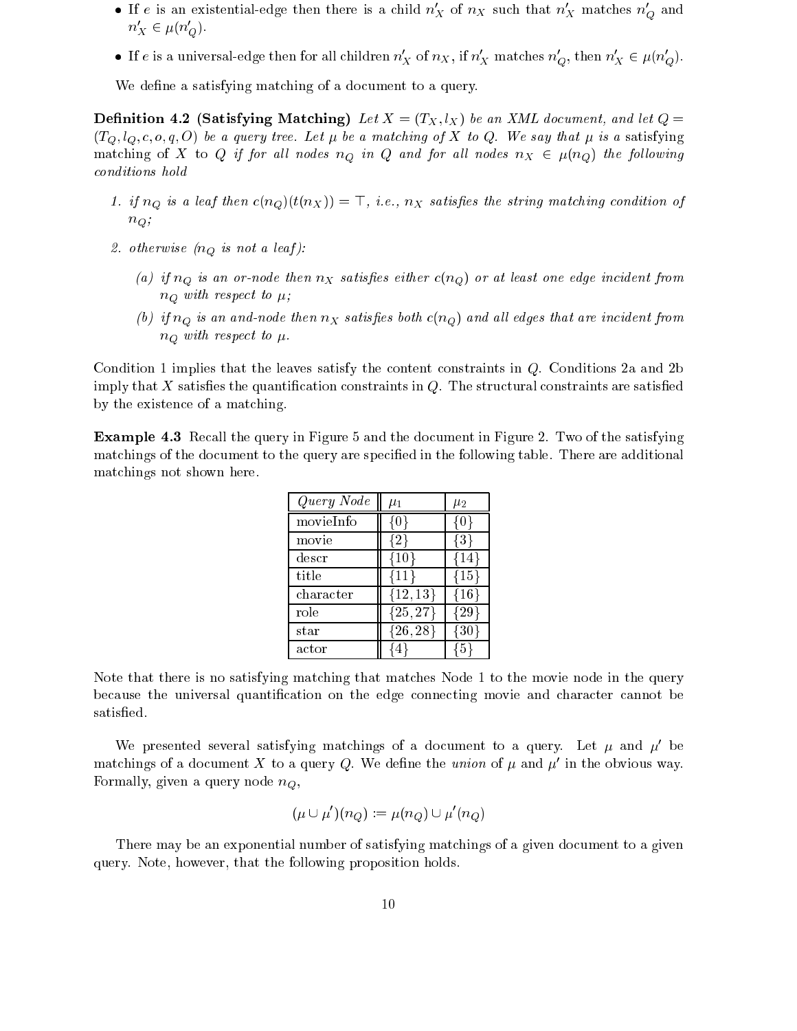- If $e$ is an existential-edge then there is a child $n'_X$ of $n_X$ such that $n'_X$ matches $n'_Q$ and $n'_X \in \mu(n'_Q)$.
- If $e$ is a universal-edge then for all children $n'_X$ of $n_X$, if $n'_X$ matches $n'_Q$, then $n'_X \in \mu(n'_Q)$.

We define a satisfying matching of a document to a query.

**Definition 4.2 (Satisfying Matching)** *Let $X = (T_X, l_X)$ be an XML document, and let $Q = (T_Q, l_Q, c, o, q, O)$ be a query tree. Let $\mu$ be a matching of $X$ to $Q$. We say that $\mu$ is a* satisfying *matching of $X$ to $Q$ if for all nodes $n_Q$ in $Q$ and for all nodes $n_X \in \mu(n_Q)$ the following conditions hold*

1. *if $n_Q$ is a leaf then $c(n_Q)(t(n_X)) = \top$, i.e., $n_X$ satisfies the string matching condition of $n_Q$;*
2. *otherwise ($n_Q$ is not a leaf):*
   - (a) *if $n_Q$ is an or-node then $n_X$ satisfies either $c(n_Q)$ or at least one edge incident from $n_Q$ with respect to $\mu$;*
   - (b) *if $n_Q$ is an and-node then $n_X$ satisfies both $c(n_Q)$ and all edges that are incident from $n_Q$ with respect to $\mu$.*

Condition 1 implies that the leaves satisfy the content constraints in $Q$. Conditions 2a and 2b imply that $X$ satisfies the quantification constraints in $Q$. The structural constraints are satisfied by the existence of a matching.

**Example 4.3** Recall the query in Figure 5 and the document in Figure 2. Two of the satisfying matchings of the document to the query are specified in the following table. There are additional matchings not shown here.

| *Query Node* | $\mu_1$ | $\mu_2$ |
|---|---|---|
| movieInfo | $\{0\}$ | $\{0\}$ |
| movie | $\{2\}$ | $\{3\}$ |
| descr | $\{10\}$ | $\{14\}$ |
| title | $\{11\}$ | $\{15\}$ |
| character | $\{12, 13\}$ | $\{16\}$ |
| role | $\{25, 27\}$ | $\{29\}$ |
| star | $\{26, 28\}$ | $\{30\}$ |
| actor | $\{4\}$ | $\{5\}$ |

Note that there is no satisfying matching that matches Node 1 to the movie node in the query because the universal quantification on the edge connecting movie and character cannot be satisfied.

We presented several satisfying matchings of a document to a query. Let $\mu$ and $\mu'$ be matchings of a document $X$ to a query $Q$. We define the *union* of $\mu$ and $\mu'$ in the obvious way. Formally, given a query node $n_Q$,

$$(\mu \cup \mu')(n_Q) := \mu(n_Q) \cup \mu'(n_Q)$$

There may be an exponential number of satisfying matchings of a given document to a given query. Note, however, that the following proposition holds.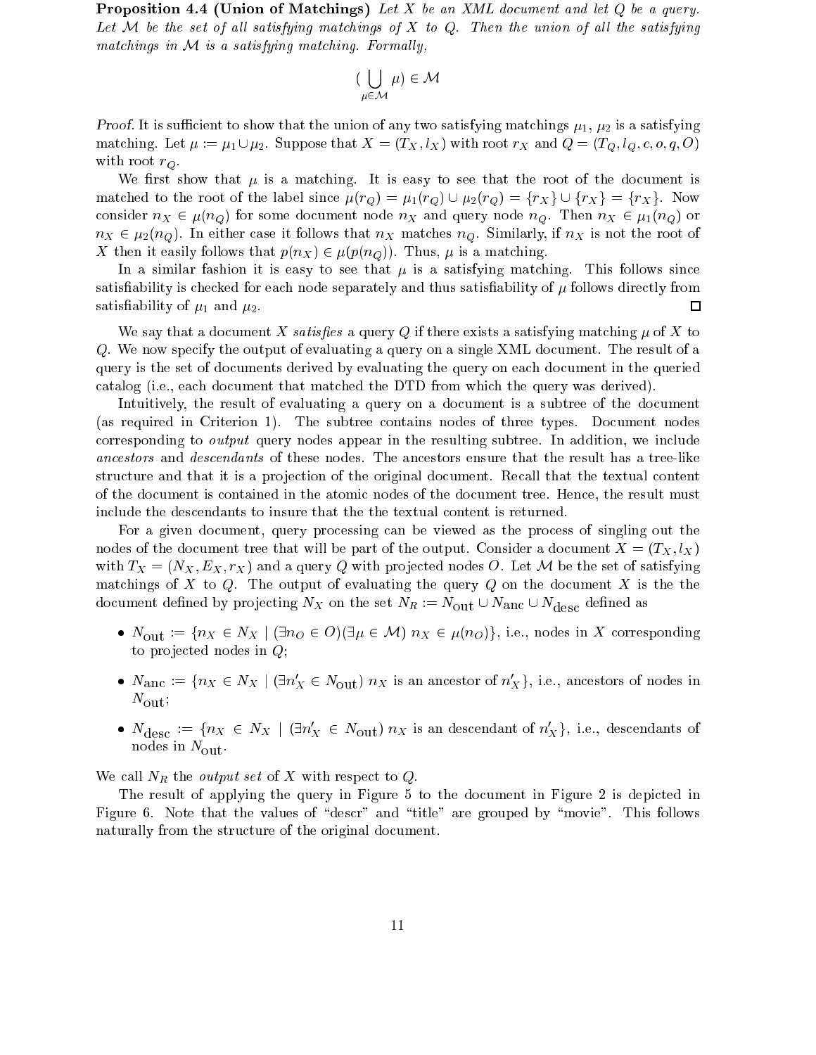**Proposition 4.4 (Union of Matchings)** *Let $X$ be an XML document and let $Q$ be a query. Let $\mathcal{M}$ be the set of all satisfying matchings of $X$ to $Q$. Then the union of all the satisfying matchings in $\mathcal{M}$ is a satisfying matching. Formally,*

$$(\bigcup_{\mu \in \mathcal{M}} \mu) \in \mathcal{M}$$

*Proof.* It is sufficient to show that the union of any two satisfying matchings $\mu_1$, $\mu_2$ is a satisfying matching. Let $\mu := \mu_1 \cup \mu_2$. Suppose that $X = (T_X, l_X)$ with root $r_X$ and $Q = (T_Q, l_Q, c, o, q, O)$ with root $r_Q$.

We first show that $\mu$ is a matching. It is easy to see that the root of the document is matched to the root of the label since $\mu(r_Q) = \mu_1(r_Q) \cup \mu_2(r_Q) = \{r_X\} \cup \{r_X\} = \{r_X\}$. Now consider $n_X \in \mu(n_Q)$ for some document node $n_X$ and query node $n_Q$. Then $n_X \in \mu_1(n_Q)$ or $n_X \in \mu_2(n_Q)$. In either case it follows that $n_X$ matches $n_Q$. Similarly, if $n_X$ is not the root of $X$ then it easily follows that $p(n_X) \in \mu(p(n_Q))$. Thus, $\mu$ is a matching.

In a similar fashion it is easy to see that $\mu$ is a satisfying matching. This follows since satisfiability is checked for each node separately and thus satisfiability of $\mu$ follows directly from satisfiability of $\mu_1$ and $\mu_2$. □

We say that a document $X$ *satisfies* a query $Q$ if there exists a satisfying matching $\mu$ of $X$ to $Q$. We now specify the output of evaluating a query on a single XML document. The result of a query is the set of documents derived by evaluating the query on each document in the queried catalog (i.e., each document that matched the DTD from which the query was derived).

Intuitively, the result of evaluating a query on a document is a subtree of the document (as required in Criterion 1). The subtree contains nodes of three types. Document nodes corresponding to *output* query nodes appear in the resulting subtree. In addition, we include *ancestors* and *descendants* of these nodes. The ancestors ensure that the result has a tree-like structure and that it is a projection of the original document. Recall that the textual content of the document is contained in the atomic nodes of the document tree. Hence, the result must include the descendants to insure that the the textual content is returned.

For a given document, query processing can be viewed as the process of singling out the nodes of the document tree that will be part of the output. Consider a document $X = (T_X, l_X)$ with $T_X = (N_X, E_X, r_X)$ and a query $Q$ with projected nodes $O$. Let $\mathcal{M}$ be the set of satisfying matchings of $X$ to $Q$. The output of evaluating the query $Q$ on the document $X$ is the the document defined by projecting $N_X$ on the set $N_R := N_{\text{out}} \cup N_{\text{anc}} \cup N_{\text{desc}}$ defined as

- $N_{\text{out}} := \{n_X \in N_X \mid (\exists n_O \in O)(\exists \mu \in \mathcal{M})\ n_X \in \mu(n_O)\}$, i.e., nodes in $X$ corresponding to projected nodes in $Q$;
- $N_{\text{anc}} := \{n_X \in N_X \mid (\exists n'_X \in N_{\text{out}})\ n_X \text{ is an ancestor of } n'_X\}$, i.e., ancestors of nodes in $N_{\text{out}}$;
- $N_{\text{desc}} := \{n_X \in N_X \mid (\exists n'_X \in N_{\text{out}})\ n_X \text{ is an descendant of } n'_X\}$, i.e., descendants of nodes in $N_{\text{out}}$.

We call $N_R$ the *output set* of $X$ with respect to $Q$.

The result of applying the query in Figure 5 to the document in Figure 2 is depicted in Figure 6. Note that the values of "descr" and "title" are grouped by "movie". This follows naturally from the structure of the original document.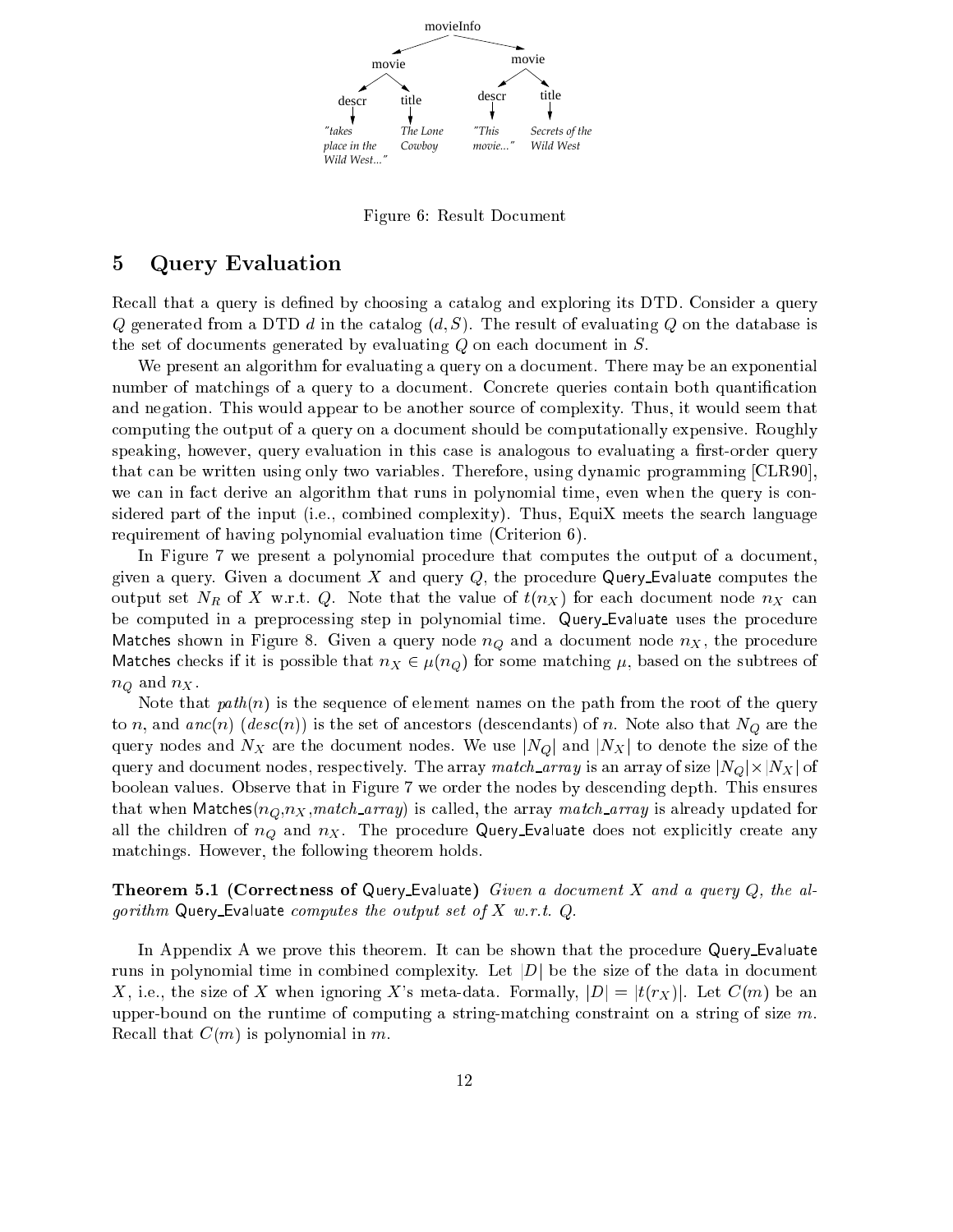movieInfo

movie — descr: "takes place in the Wild West..."; title: The Lone Cowboy

movie — descr: "This movie..."; title: Secrets of the Wild West

Figure 6: Result Document

## 5 Query Evaluation

Recall that a query is defined by choosing a catalog and exploring its DTD. Consider a query $Q$ generated from a DTD $d$ in the catalog $(d, S)$. The result of evaluating $Q$ on the database is the set of documents generated by evaluating $Q$ on each document in $S$.

We present an algorithm for evaluating a query on a document. There may be an exponential number of matchings of a query to a document. Concrete queries contain both quantification and negation. This would appear to be another source of complexity. Thus, it would seem that computing the output of a query on a document should be computationally expensive. Roughly speaking, however, query evaluation in this case is analogous to evaluating a first-order query that can be written using only two variables. Therefore, using dynamic programming [CLR90], we can in fact derive an algorithm that runs in polynomial time, even when the query is considered part of the input (i.e., combined complexity). Thus, EquiX meets the search language requirement of having polynomial evaluation time (Criterion 6).

In Figure 7 we present a polynomial procedure that computes the output of a document, given a query. Given a document $X$ and query $Q$, the procedure Query_Evaluate computes the output set $N_R$ of $X$ w.r.t. $Q$. Note that the value of $t(n_X)$ for each document node $n_X$ can be computed in a preprocessing step in polynomial time. Query_Evaluate uses the procedure Matches shown in Figure 8. Given a query node $n_Q$ and a document node $n_X$, the procedure Matches checks if it is possible that $n_X \in \mu(n_Q)$ for some matching $\mu$, based on the subtrees of $n_Q$ and $n_X$.

Note that $path(n)$ is the sequence of element names on the path from the root of the query to $n$, and $anc(n)$ ($desc(n)$) is the set of ancestors (descendants) of $n$. Note also that $N_Q$ are the query nodes and $N_X$ are the document nodes. We use $|N_Q|$ and $|N_X|$ to denote the size of the query and document nodes, respectively. The array *match_array* is an array of size $|N_Q| \times |N_X|$ of boolean values. Observe that in Figure 7 we order the nodes by descending depth. This ensures that when Matches($n_Q$,$n_X$,*match_array*) is called, the array *match_array* is already updated for all the children of $n_Q$ and $n_X$. The procedure Query_Evaluate does not explicitly create any matchings. However, the following theorem holds.

**Theorem 5.1 (Correctness of Query_Evaluate)** *Given a document $X$ and a query $Q$, the algorithm Query_Evaluate computes the output set of $X$ w.r.t. $Q$.*

In Appendix A we prove this theorem. It can be shown that the procedure Query_Evaluate runs in polynomial time in combined complexity. Let $|D|$ be the size of the data in document $X$, i.e., the size of $X$ when ignoring $X$'s meta-data. Formally, $|D| = |t(r_X)|$. Let $C(m)$ be an upper-bound on the runtime of computing a string-matching constraint on a string of size $m$. Recall that $C(m)$ is polynomial in $m$.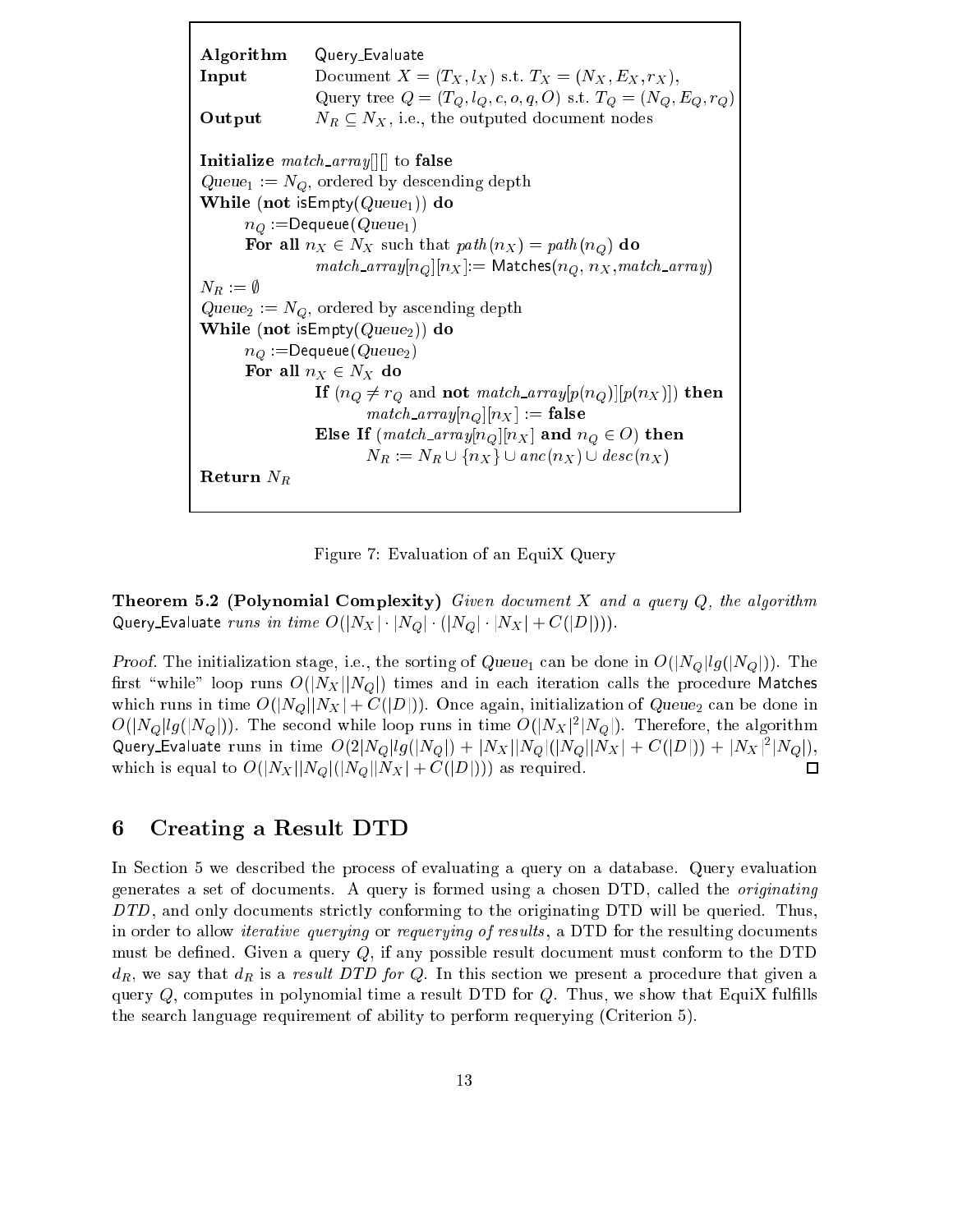```
Algorithm   Query_Evaluate
Input       Document X = (T_X, l_X) s.t. T_X = (N_X, E_X, r_X),
            Query tree Q = (T_Q, l_Q, c, o, q, O) s.t. T_Q = (N_Q, E_Q, r_Q)
Output      N_R ⊆ N_X, i.e., the outputed document nodes

Initialize match_array[][] to false
Queue_1 := N_Q, ordered by descending depth
While (not isEmpty(Queue_1)) do
      n_Q := Dequeue(Queue_1)
      For all n_X ∈ N_X such that path(n_X) = path(n_Q) do
            match_array[n_Q][n_X] := Matches(n_Q, n_X, match_array)
N_R := ∅
Queue_2 := N_Q, ordered by ascending depth
While (not isEmpty(Queue_2)) do
      n_Q := Dequeue(Queue_2)
      For all n_X ∈ N_X do
            If (n_Q ≠ r_Q and not match_array[p(n_Q)][p(n_X)]) then
                  match_array[n_Q][n_X] := false
            Else If (match_array[n_Q][n_X] and n_Q ∈ O) then
                  N_R := N_R ∪ {n_X} ∪ anc(n_X) ∪ desc(n_X)
Return N_R
```

Figure 7: Evaluation of an EquiX Query

**Theorem 5.2 (Polynomial Complexity)** *Given document $X$ and a query $Q$, the algorithm* Query_Evaluate *runs in time $O(|N_X| \cdot |N_Q| \cdot (|N_Q| \cdot |N_X| + C(|D|)))$.*

*Proof.* The initialization stage, i.e., the sorting of $Queue_1$ can be done in $O(|N_Q|lg(|N_Q|))$. The first "while" loop runs $O(|N_X||N_Q|)$ times and in each iteration calls the procedure Matches which runs in time $O(|N_Q||N_X| + C(|D|))$. Once again, initialization of $Queue_2$ can be done in $O(|N_Q|lg(|N_Q|))$. The second while loop runs in time $O(|N_X|^2|N_Q|)$. Therefore, the algorithm Query_Evaluate runs in time $O(2|N_Q|lg(|N_Q|) + |N_X||N_Q|(|N_Q||N_X| + C(|D|)) + |N_X|^2|N_Q|)$, which is equal to $O(|N_X||N_Q|(|N_Q||N_X| + C(|D|)))$ as required. □

## 6 Creating a Result DTD

In Section 5 we described the process of evaluating a query on a database. Query evaluation generates a set of documents. A query is formed using a chosen DTD, called the *originating DTD*, and only documents strictly conforming to the originating DTD will be queried. Thus, in order to allow *iterative querying* or *requerying of results*, a DTD for the resulting documents must be defined. Given a query $Q$, if any possible result document must conform to the DTD $d_R$, we say that $d_R$ is a *result DTD for $Q$*. In this section we present a procedure that given a query $Q$, computes in polynomial time a result DTD for $Q$. Thus, we show that EquiX fulfills the search language requirement of ability to perform requerying (Criterion 5).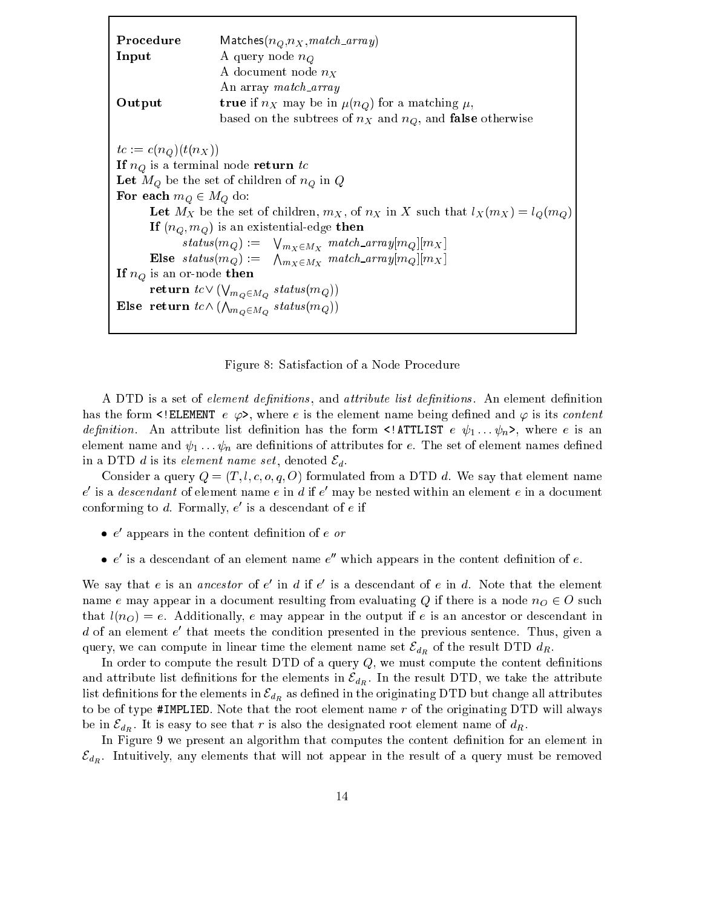**Procedure** Matches($n_Q$,$n_X$,$match\_array$)
**Input** A query node $n_Q$
A document node $n_X$
An array $match\_array$
**Output** **true** if $n_X$ may be in $\mu(n_Q)$ for a matching $\mu$, based on the subtrees of $n_X$ and $n_Q$, and **false** otherwise

$tc := c(n_Q)(t(n_X))$
**If** $n_Q$ is a terminal node **return** $tc$
**Let** $M_Q$ be the set of children of $n_Q$ in $Q$
**For each** $m_Q \in M_Q$ do:
  **Let** $M_X$ be the set of children, $m_X$, of $n_X$ in $X$ such that $l_X(m_X) = l_Q(m_Q)$
  **If** $(n_Q, m_Q)$ is an existential-edge **then**
    $status(m_Q) := \bigvee_{m_X \in M_X} match\_array[m_Q][m_X]$
  **Else** $status(m_Q) := \bigwedge_{m_X \in M_X} match\_array[m_Q][m_X]$
**If** $n_Q$ is an or-node **then**
  **return** $tc \vee (\bigvee_{m_Q \in M_Q} status(m_Q))$
**Else return** $tc \wedge (\bigwedge_{m_Q \in M_Q} status(m_Q))$

Figure 8: Satisfaction of a Node Procedure

A DTD is a set of *element definitions*, and *attribute list definitions*. An element definition has the form `<!ELEMENT` $e$ $\varphi$`>`, where $e$ is the element name being defined and $\varphi$ is its *content definition*. An attribute list definition has the form `<!ATTLIST` $e$ $\psi_1 \ldots \psi_n$`>`, where $e$ is an element name and $\psi_1 \ldots \psi_n$ are definitions of attributes for $e$. The set of element names defined in a DTD $d$ is its *element name set*, denoted $\mathcal{E}_d$.

Consider a query $Q = (T, l, c, o, q, O)$ formulated from a DTD $d$. We say that element name $e'$ is a *descendant* of element name $e$ in $d$ if $e'$ may be nested within an element $e$ in a document conforming to $d$. Formally, $e'$ is a descendant of $e$ if

- $e'$ appears in the content definition of $e$ *or*
- $e'$ is a descendant of an element name $e''$ which appears in the content definition of $e$.

We say that $e$ is an *ancestor* of $e'$ in $d$ if $e'$ is a descendant of $e$ in $d$. Note that the element name $e$ may appear in a document resulting from evaluating $Q$ if there is a node $n_O \in O$ such that $l(n_O) = e$. Additionally, $e$ may appear in the output if $e$ is an ancestor or descendant in $d$ of an element $e'$ that meets the condition presented in the previous sentence. Thus, given a query, we can compute in linear time the element name set $\mathcal{E}_{d_R}$ of the result DTD $d_R$.

In order to compute the result DTD of a query $Q$, we must compute the content definitions and attribute list definitions for the elements in $\mathcal{E}_{d_R}$. In the result DTD, we take the attribute list definitions for the elements in $\mathcal{E}_{d_R}$ as defined in the originating DTD but change all attributes to be of type `#IMPLIED`. Note that the root element name $r$ of the originating DTD will always be in $\mathcal{E}_{d_R}$. It is easy to see that $r$ is also the designated root element name of $d_R$.

In Figure 9 we present an algorithm that computes the content definition for an element in $\mathcal{E}_{d_R}$. Intuitively, any elements that will not appear in the result of a query must be removed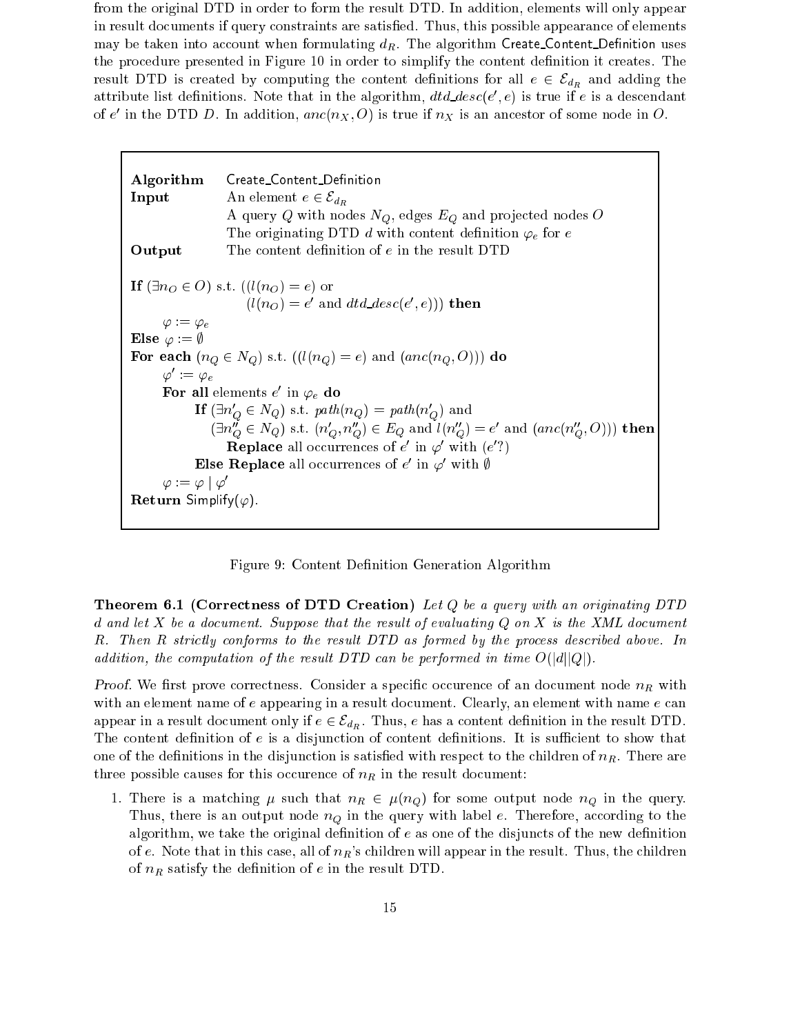from the original DTD in order to form the result DTD. In addition, elements will only appear in result documents if query constraints are satisfied. Thus, this possible appearance of elements may be taken into account when formulating $d_R$. The algorithm Create_Content_Definition uses the procedure presented in Figure 10 in order to simplify the content definition it creates. The result DTD is created by computing the content definitions for all $e \in \mathcal{E}_{d_R}$ and adding the attribute list definitions. Note that in the algorithm, $dtd\_desc(e', e)$ is true if $e$ is a descendant of $e'$ in the DTD $D$. In addition, $anc(n_X, O)$ is true if $n_X$ is an ancestor of some node in $O$.

```
Algorithm   Create_Content_Definition
Input       An element e ∈ E_{d_R}
            A query Q with nodes N_Q, edges E_Q and projected nodes O
            The originating DTD d with content definition φ_e for e
Output      The content definition of e in the result DTD

If (∃n_O ∈ O) s.t. ((l(n_O) = e) or
                    (l(n_O) = e' and dtd_desc(e', e))) then
    φ := φ_e
Else φ := ∅
For each (n_Q ∈ N_Q) s.t. ((l(n_Q) = e) and (anc(n_Q, O))) do
    φ' := φ_e
    For all elements e' in φ_e do
        If (∃n'_Q ∈ N_Q) s.t. path(n_Q) = path(n'_Q) and
           (∃n''_Q ∈ N_Q) s.t. (n'_Q, n''_Q) ∈ E_Q and l(n''_Q) = e' and (anc(n''_Q, O))) then
            Replace all occurrences of e' in φ' with (e'?)
        Else Replace all occurrences of e' in φ' with ∅
    φ := φ | φ'
Return Simplify(φ).
```

Figure 9: Content Definition Generation Algorithm

**Theorem 6.1 (Correctness of DTD Creation)** *Let $Q$ be a query with an originating DTD $d$ and let $X$ be a document. Suppose that the result of evaluating $Q$ on $X$ is the XML document $R$. Then $R$ strictly conforms to the result DTD as formed by the process described above. In addition, the computation of the result DTD can be performed in time $O(|d||Q|)$.*

*Proof.* We first prove correctness. Consider a specific occurence of an document node $n_R$ with with an element name of $e$ appearing in a result document. Clearly, an element with name $e$ can appear in a result document only if $e \in \mathcal{E}_{d_R}$. Thus, $e$ has a content definition in the result DTD. The content definition of $e$ is a disjunction of content definitions. It is sufficient to show that one of the definitions in the disjunction is satisfied with respect to the children of $n_R$. There are three possible causes for this occurence of $n_R$ in the result document:

1. There is a matching $\mu$ such that $n_R \in \mu(n_Q)$ for some output node $n_Q$ in the query. Thus, there is an output node $n_Q$ in the query with label $e$. Therefore, according to the algorithm, we take the original definition of $e$ as one of the disjuncts of the new definition of $e$. Note that in this case, all of $n_R$'s children will appear in the result. Thus, the children of $n_R$ satisfy the definition of $e$ in the result DTD.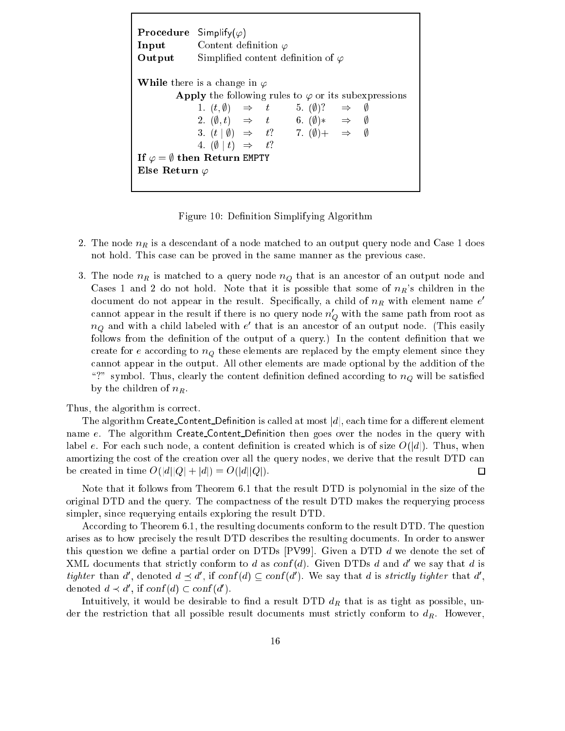```
Procedure  Simplify(φ)
Input      Content definition φ
Output     Simplified content definition of φ

While there is a change in φ
        Apply the following rules to φ or its subexpressions
            1. (t, ∅)   ⇒  t        5. (∅)?   ⇒  ∅
            2. (∅, t)   ⇒  t        6. (∅)*   ⇒  ∅
            3. (t | ∅)  ⇒  t?       7. (∅)+   ⇒  ∅
            4. (∅ | t)  ⇒  t?
If φ = ∅ then Return EMPTY
Else Return φ
```

Figure 10: Definition Simplifying Algorithm

2. The node $n_R$ is a descendant of a node matched to an output query node and Case 1 does not hold. This case can be proved in the same manner as the previous case.

3. The node $n_R$ is matched to a query node $n_Q$ that is an ancestor of an output node and Cases 1 and 2 do not hold. Note that it is possible that some of $n_R$'s children in the document do not appear in the result. Specifically, a child of $n_R$ with element name $e'$ cannot appear in the result if there is no query node $n'_Q$ with the same path from root as $n_Q$ and with a child labeled with $e'$ that is an ancestor of an output node. (This easily follows from the definition of the output of a query.) In the content definition that we create for $e$ according to $n_Q$ these elements are replaced by the empty element since they cannot appear in the output. All other elements are made optional by the addition of the "?" symbol. Thus, clearly the content definition defined according to $n_Q$ will be satisfied by the children of $n_R$.

Thus, the algorithm is correct.

The algorithm Create_Content_Definition is called at most $|d|$, each time for a different element name $e$. The algorithm Create_Content_Definition then goes over the nodes in the query with label $e$. For each such node, a content definition is created which is of size $O(|d|)$. Thus, when amortizing the cost of the creation over all the query nodes, we derive that the result DTD can be created in time $O(|d||Q| + |d|) = O(|d||Q|)$. □

Note that it follows from Theorem 6.1 that the result DTD is polynomial in the size of the original DTD and the query. The compactness of the result DTD makes the requerying process simpler, since requerying entails exploring the result DTD.

According to Theorem 6.1, the resulting documents conform to the result DTD. The question arises as to how precisely the result DTD describes the resulting documents. In order to answer this question we define a partial order on DTDs [PV99]. Given a DTD $d$ we denote the set of XML documents that strictly conform to $d$ as $conf(d)$. Given DTDs $d$ and $d'$ we say that $d$ is *tighter* than $d'$, denoted $d \preceq d'$, if $conf(d) \subseteq conf(d')$. We say that $d$ is *strictly tighter* that $d'$, denoted $d \prec d'$, if $conf(d) \subset conf(d')$.

Intuitively, it would be desirable to find a result DTD $d_R$ that is as tight as possible, under the restriction that all possible result documents must strictly conform to $d_R$. However,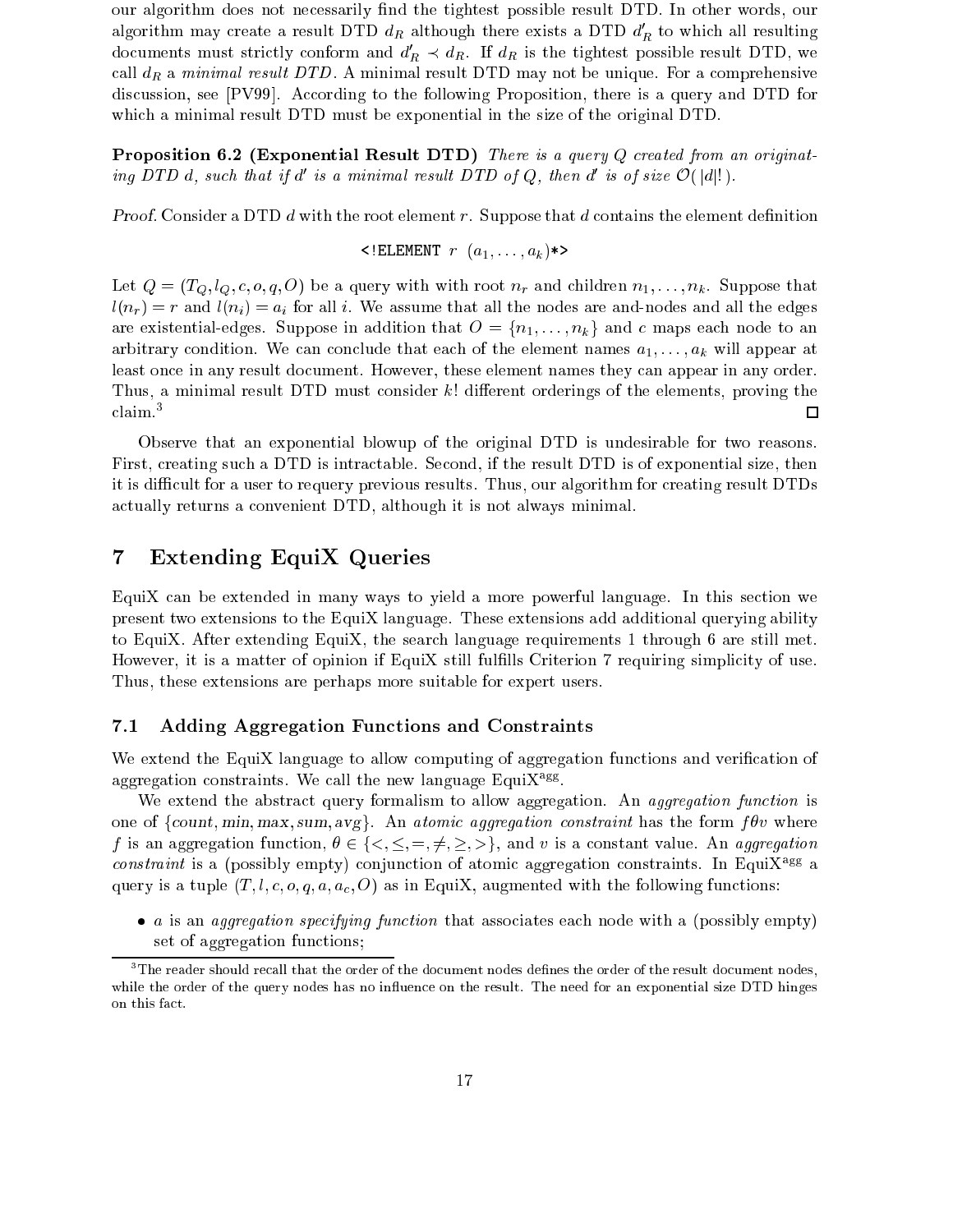our algorithm does not necessarily find the tightest possible result DTD. In other words, our algorithm may create a result DTD $d_R$ although there exists a DTD $d'_R$ to which all resulting documents must strictly conform and $d'_R \prec d_R$. If $d_R$ is the tightest possible result DTD, we call $d_R$ a *minimal result DTD*. A minimal result DTD may not be unique. For a comprehensive discussion, see [PV99]. According to the following Proposition, there is a query and DTD for which a minimal result DTD must be exponential in the size of the original DTD.

**Proposition 6.2 (Exponential Result DTD)** *There is a query $Q$ created from an originating DTD $d$, such that if $d'$ is a minimal result DTD of $Q$, then $d'$ is of size $\mathcal{O}(\,|d|!\,)$.*

*Proof.* Consider a DTD $d$ with the root element $r$. Suppose that $d$ contains the element definition

$$\texttt{<!ELEMENT } r \ (a_1, \ldots, a_k)\texttt{*>}$$

Let $Q = (T_Q, l_Q, c, o, q, O)$ be a query with with root $n_r$ and children $n_1, \ldots, n_k$. Suppose that $l(n_r) = r$ and $l(n_i) = a_i$ for all $i$. We assume that all the nodes are and-nodes and all the edges are existential-edges. Suppose in addition that $O = \{n_1, \ldots, n_k\}$ and $c$ maps each node to an arbitrary condition. We can conclude that each of the element names $a_1, \ldots, a_k$ will appear at least once in any result document. However, these element names they can appear in any order. Thus, a minimal result DTD must consider $k!$ different orderings of the elements, proving the claim.[3] □

Observe that an exponential blowup of the original DTD is undesirable for two reasons. First, creating such a DTD is intractable. Second, if the result DTD is of exponential size, then it is difficult for a user to requery previous results. Thus, our algorithm for creating result DTDs actually returns a convenient DTD, although it is not always minimal.

# 7 Extending EquiX Queries

EquiX can be extended in many ways to yield a more powerful language. In this section we present two extensions to the EquiX language. These extensions add additional querying ability to EquiX. After extending EquiX, the search language requirements 1 through 6 are still met. However, it is a matter of opinion if EquiX still fulfills Criterion 7 requiring simplicity of use. Thus, these extensions are perhaps more suitable for expert users.

## 7.1 Adding Aggregation Functions and Constraints

We extend the EquiX language to allow computing of aggregation functions and verification of aggregation constraints. We call the new language EquiX$^{\text{agg}}$.

We extend the abstract query formalism to allow aggregation. An *aggregation function* is one of $\{count, min, max, sum, avg\}$. An *atomic aggregation constraint* has the form $f\theta v$ where $f$ is an aggregation function, $\theta \in \{<, \leq, =, \neq, \geq, >\}$, and $v$ is a constant value. An *aggregation constraint* is a (possibly empty) conjunction of atomic aggregation constraints. In EquiX$^{\text{agg}}$ a query is a tuple $(T, l, c, o, q, a, a_c, O)$ as in EquiX, augmented with the following functions:

- $a$ is an *aggregation specifying function* that associates each node with a (possibly empty) set of aggregation functions;

[3] The reader should recall that the order of the document nodes defines the order of the result document nodes, while the order of the query nodes has no influence on the result. The need for an exponential size DTD hinges on this fact.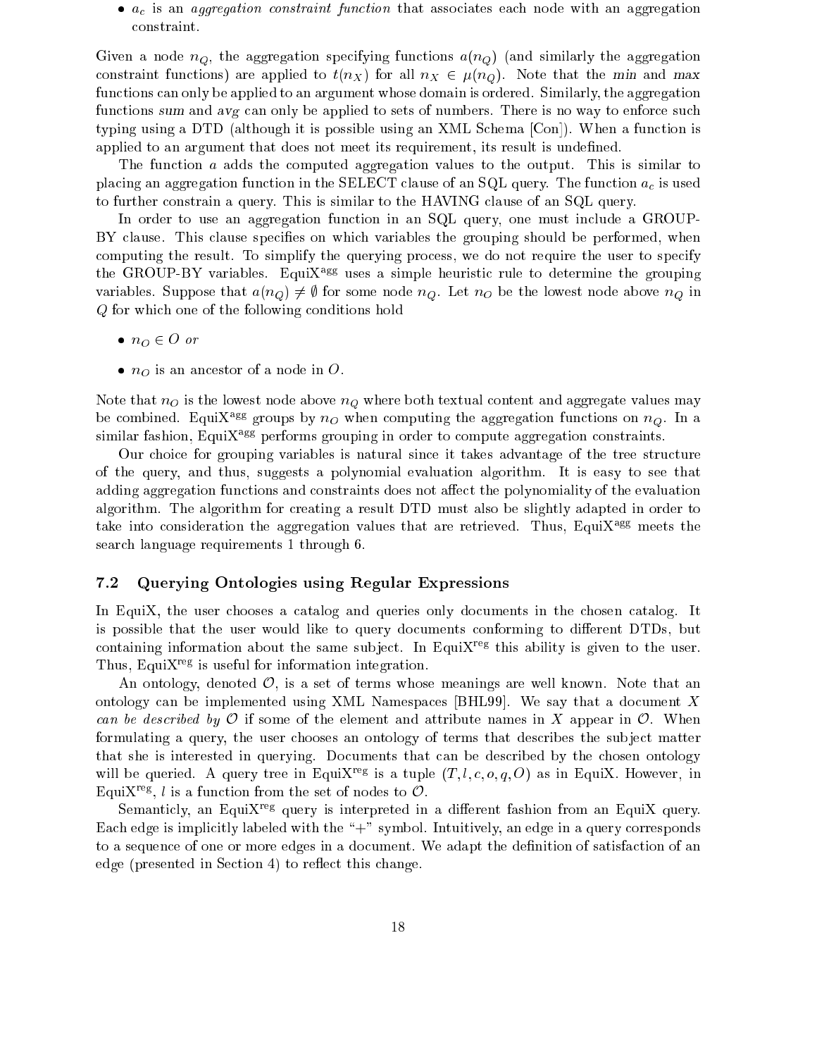- $a_c$ is an *aggregation constraint function* that associates each node with an aggregation constraint.

Given a node $n_Q$, the aggregation specifying functions $a(n_Q)$ (and similarly the aggregation constraint functions) are applied to $t(n_X)$ for all $n_X \in \mu(n_Q)$. Note that the *min* and *max* functions can only be applied to an argument whose domain is ordered. Similarly, the aggregation functions *sum* and *avg* can only be applied to sets of numbers. There is no way to enforce such typing using a DTD (although it is possible using an XML Schema [Con]). When a function is applied to an argument that does not meet its requirement, its result is undefined.

The function $a$ adds the computed aggregation values to the output. This is similar to placing an aggregation function in the SELECT clause of an SQL query. The function $a_c$ is used to further constrain a query. This is similar to the HAVING clause of an SQL query.

In order to use an aggregation function in an SQL query, one must include a GROUP-BY clause. This clause specifies on which variables the grouping should be performed, when computing the result. To simplify the querying process, we do not require the user to specify the GROUP-BY variables. EquiX$^{\text{agg}}$ uses a simple heuristic rule to determine the grouping variables. Suppose that $a(n_Q) \neq \emptyset$ for some node $n_Q$. Let $n_O$ be the lowest node above $n_Q$ in $Q$ for which one of the following conditions hold

- $n_O \in O$ *or*
- $n_O$ is an ancestor of a node in $O$.

Note that $n_O$ is the lowest node above $n_Q$ where both textual content and aggregate values may be combined. EquiX$^{\text{agg}}$ groups by $n_O$ when computing the aggregation functions on $n_Q$. In a similar fashion, EquiX$^{\text{agg}}$ performs grouping in order to compute aggregation constraints.

Our choice for grouping variables is natural since it takes advantage of the tree structure of the query, and thus, suggests a polynomial evaluation algorithm. It is easy to see that adding aggregation functions and constraints does not affect the polynomiality of the evaluation algorithm. The algorithm for creating a result DTD must also be slightly adapted in order to take into consideration the aggregation values that are retrieved. Thus, EquiX$^{\text{agg}}$ meets the search language requirements 1 through 6.

### 7.2 Querying Ontologies using Regular Expressions

In EquiX, the user chooses a catalog and queries only documents in the chosen catalog. It is possible that the user would like to query documents conforming to different DTDs, but containing information about the same subject. In EquiX$^{\text{reg}}$ this ability is given to the user. Thus, EquiX$^{\text{reg}}$ is useful for information integration.

An ontology, denoted $\mathcal{O}$, is a set of terms whose meanings are well known. Note that an ontology can be implemented using XML Namespaces [BHL99]. We say that a document $X$ *can be described by* $\mathcal{O}$ if some of the element and attribute names in $X$ appear in $\mathcal{O}$. When formulating a query, the user chooses an ontology of terms that describes the subject matter that she is interested in querying. Documents that can be described by the chosen ontology will be queried. A query tree in EquiX$^{\text{reg}}$ is a tuple $(T, l, c, o, q, O)$ as in EquiX. However, in EquiX$^{\text{reg}}$, $l$ is a function from the set of nodes to $\mathcal{O}$.

Semanticly, an EquiX$^{\text{reg}}$ query is interpreted in a different fashion from an EquiX query. Each edge is implicitly labeled with the "+" symbol. Intuitively, an edge in a query corresponds to a sequence of one or more edges in a document. We adapt the definition of satisfaction of an edge (presented in Section 4) to reflect this change.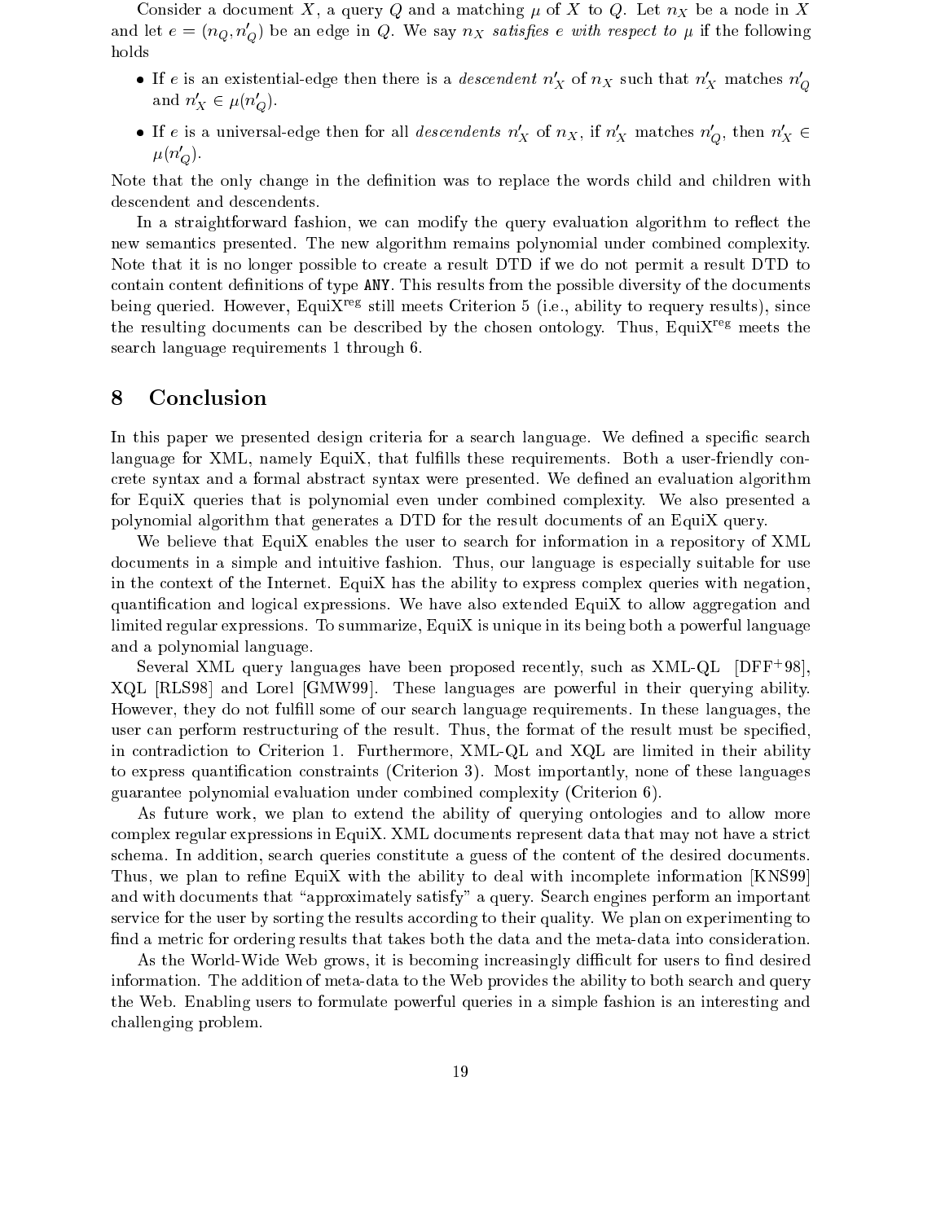Consider a document $X$, a query $Q$ and a matching $\mu$ of $X$ to $Q$. Let $n_X$ be a node in $X$ and let $e = (n_Q, n'_Q)$ be an edge in $Q$. We say $n_X$ *satisfies* $e$ *with respect to* $\mu$ if the following holds

- If $e$ is an existential-edge then there is a *descendent* $n'_X$ of $n_X$ such that $n'_X$ matches $n'_Q$ and $n'_X \in \mu(n'_Q)$.
- If $e$ is a universal-edge then for all *descendents* $n'_X$ of $n_X$, if $n'_X$ matches $n'_Q$, then $n'_X \in \mu(n'_Q)$.

Note that the only change in the definition was to replace the words child and children with descendent and descendents.

In a straightforward fashion, we can modify the query evaluation algorithm to reflect the new semantics presented. The new algorithm remains polynomial under combined complexity. Note that it is no longer possible to create a result DTD if we do not permit a result DTD to contain content definitions of type `ANY`. This results from the possible diversity of the documents being queried. However, EquiX$^{\text{reg}}$ still meets Criterion 5 (i.e., ability to requery results), since the resulting documents can be described by the chosen ontology. Thus, EquiX$^{\text{reg}}$ meets the search language requirements 1 through 6.

## 8 Conclusion

In this paper we presented design criteria for a search language. We defined a specific search language for XML, namely EquiX, that fulfills these requirements. Both a user-friendly concrete syntax and a formal abstract syntax were presented. We defined an evaluation algorithm for EquiX queries that is polynomial even under combined complexity. We also presented a polynomial algorithm that generates a DTD for the result documents of an EquiX query.

We believe that EquiX enables the user to search for information in a repository of XML documents in a simple and intuitive fashion. Thus, our language is especially suitable for use in the context of the Internet. EquiX has the ability to express complex queries with negation, quantification and logical expressions. We have also extended EquiX to allow aggregation and limited regular expressions. To summarize, EquiX is unique in its being both a powerful language and a polynomial language.

Several XML query languages have been proposed recently, such as XML-QL [DFF+98], XQL [RLS98] and Lorel [GMW99]. These languages are powerful in their querying ability. However, they do not fulfill some of our search language requirements. In these languages, the user can perform restructuring of the result. Thus, the format of the result must be specified, in contradiction to Criterion 1. Furthermore, XML-QL and XQL are limited in their ability to express quantification constraints (Criterion 3). Most importantly, none of these languages guarantee polynomial evaluation under combined complexity (Criterion 6).

As future work, we plan to extend the ability of querying ontologies and to allow more complex regular expressions in EquiX. XML documents represent data that may not have a strict schema. In addition, search queries constitute a guess of the content of the desired documents. Thus, we plan to refine EquiX with the ability to deal with incomplete information [KNS99] and with documents that "approximately satisfy" a query. Search engines perform an important service for the user by sorting the results according to their quality. We plan on experimenting to find a metric for ordering results that takes both the data and the meta-data into consideration.

As the World-Wide Web grows, it is becoming increasingly difficult for users to find desired information. The addition of meta-data to the Web provides the ability to both search and query the Web. Enabling users to formulate powerful queries in a simple fashion is an interesting and challenging problem.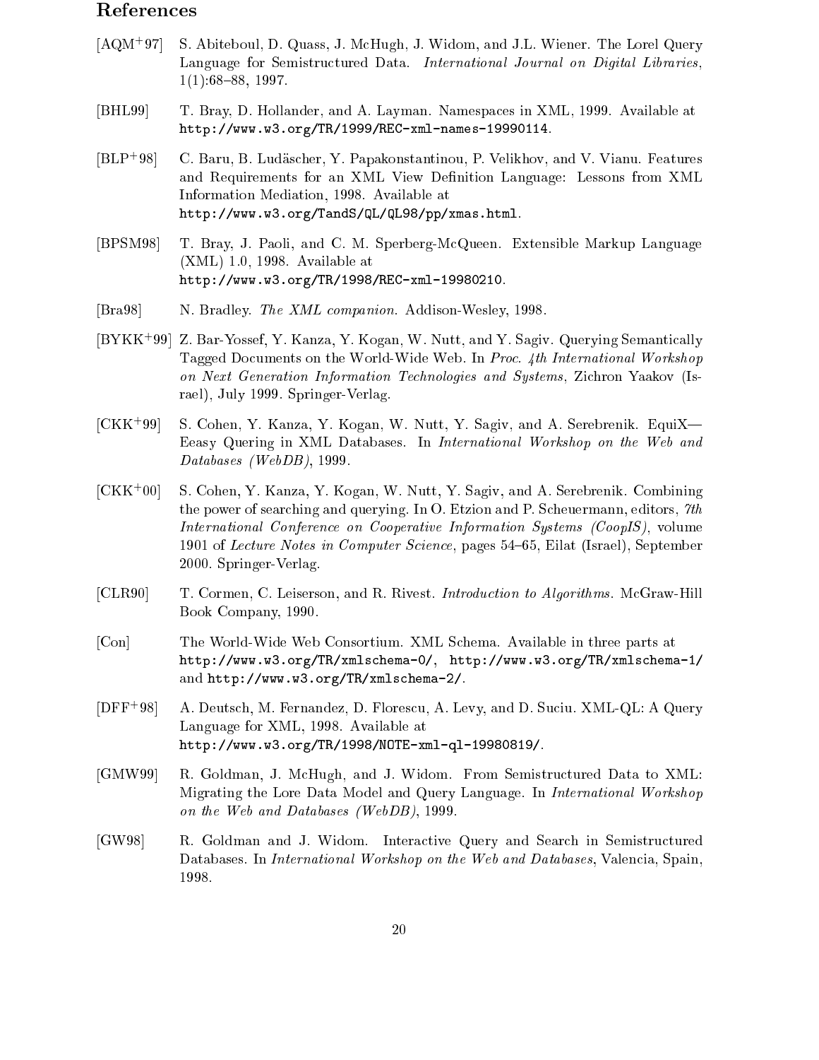## References

[AQM+97] S. Abiteboul, D. Quass, J. McHugh, J. Widom, and J.L. Wiener. The Lorel Query Language for Semistructured Data. *International Journal on Digital Libraries*, 1(1):68–88, 1997.

[BHL99] T. Bray, D. Hollander, and A. Layman. Namespaces in XML, 1999. Available at `http://www.w3.org/TR/1999/REC-xml-names-19990114`.

[BLP+98] C. Baru, B. Ludäscher, Y. Papakonstantinou, P. Velikhov, and V. Vianu. Features and Requirements for an XML View Definition Language: Lessons from XML Information Mediation, 1998. Available at `http://www.w3.org/TandS/QL/QL98/pp/xmas.html`.

[BPSM98] T. Bray, J. Paoli, and C. M. Sperberg-McQueen. Extensible Markup Language (XML) 1.0, 1998. Available at `http://www.w3.org/TR/1998/REC-xml-19980210`.

[Bra98] N. Bradley. *The XML companion*. Addison-Wesley, 1998.

[BYKK+99] Z. Bar-Yossef, Y. Kanza, Y. Kogan, W. Nutt, and Y. Sagiv. Querying Semantically Tagged Documents on the World-Wide Web. In *Proc. 4th International Workshop on Next Generation Information Technologies and Systems*, Zichron Yaakov (Israel), July 1999. Springer-Verlag.

[CKK+99] S. Cohen, Y. Kanza, Y. Kogan, W. Nutt, Y. Sagiv, and A. Serebrenik. EquiX—Eeasy Quering in XML Databases. In *International Workshop on the Web and Databases (WebDB)*, 1999.

[CKK+00] S. Cohen, Y. Kanza, Y. Kogan, W. Nutt, Y. Sagiv, and A. Serebrenik. Combining the power of searching and querying. In O. Etzion and P. Scheuermann, editors, *7th International Conference on Cooperative Information Systems (CoopIS)*, volume 1901 of *Lecture Notes in Computer Science*, pages 54–65, Eilat (Israel), September 2000. Springer-Verlag.

[CLR90] T. Cormen, C. Leiserson, and R. Rivest. *Introduction to Algorithms*. McGraw-Hill Book Company, 1990.

[Con] The World-Wide Web Consortium. XML Schema. Available in three parts at `http://www.w3.org/TR/xmlschema-0/`, `http://www.w3.org/TR/xmlschema-1/` and `http://www.w3.org/TR/xmlschema-2/`.

[DFF+98] A. Deutsch, M. Fernandez, D. Florescu, A. Levy, and D. Suciu. XML-QL: A Query Language for XML, 1998. Available at `http://www.w3.org/TR/1998/NOTE-xml-ql-19980819/`.

[GMW99] R. Goldman, J. McHugh, and J. Widom. From Semistructured Data to XML: Migrating the Lore Data Model and Query Language. In *International Workshop on the Web and Databases (WebDB)*, 1999.

[GW98] R. Goldman and J. Widom. Interactive Query and Search in Semistructured Databases. In *International Workshop on the Web and Databases*, Valencia, Spain, 1998.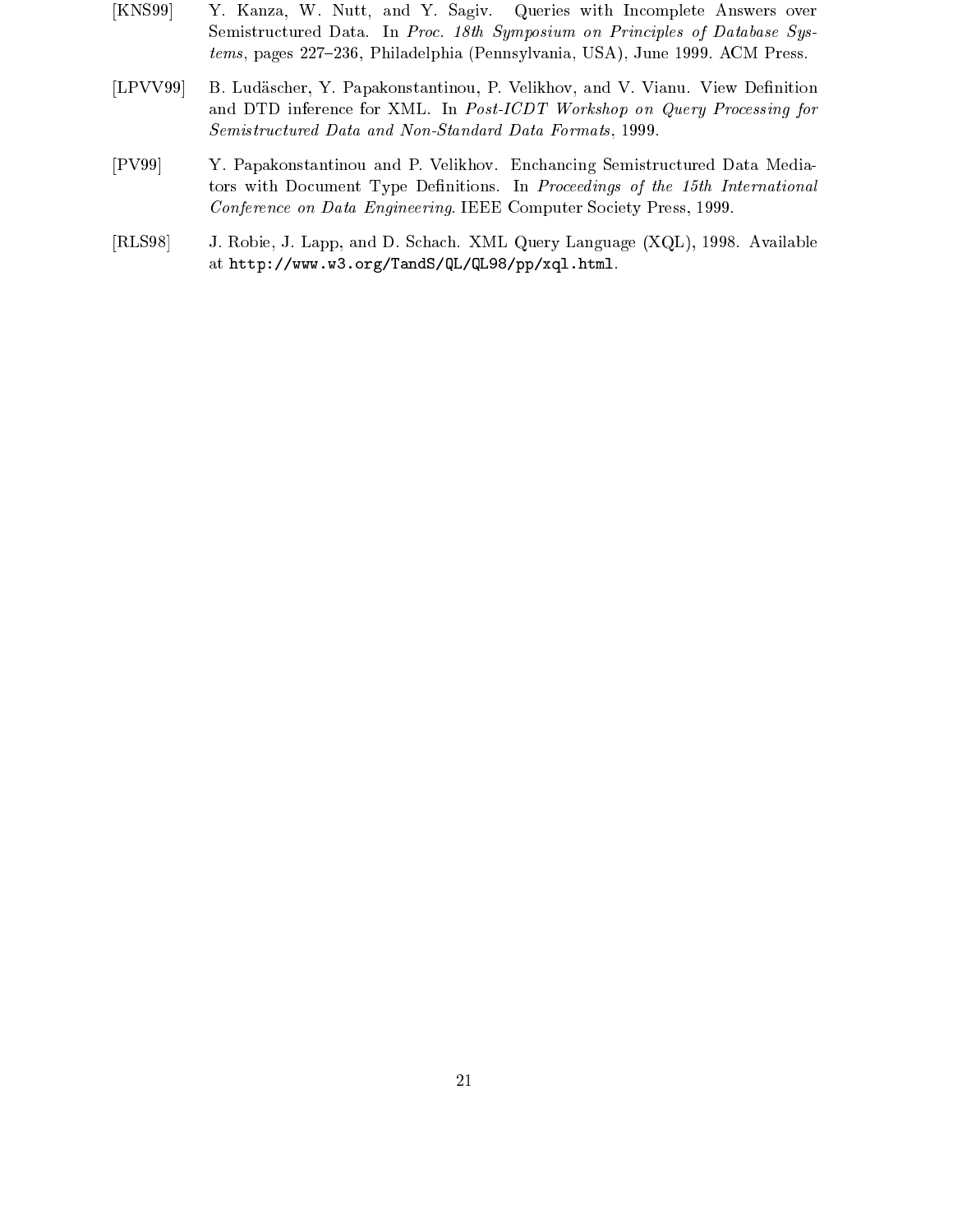[KNS99] Y. Kanza, W. Nutt, and Y. Sagiv. Queries with Incomplete Answers over Semistructured Data. In *Proc. 18th Symposium on Principles of Database Systems*, pages 227–236, Philadelphia (Pennsylvania, USA), June 1999. ACM Press.

[LPVV99] B. Ludäscher, Y. Papakonstantinou, P. Velikhov, and V. Vianu. View Definition and DTD inference for XML. In *Post-ICDT Workshop on Query Processing for Semistructured Data and Non-Standard Data Formats*, 1999.

[PV99] Y. Papakonstantinou and P. Velikhov. Enchancing Semistructured Data Mediators with Document Type Definitions. In *Proceedings of the 15th International Conference on Data Engineering*. IEEE Computer Society Press, 1999.

[RLS98] J. Robie, J. Lapp, and D. Schach. XML Query Language (XQL), 1998. Available at `http://www.w3.org/TandS/QL/QL98/pp/xql.html`.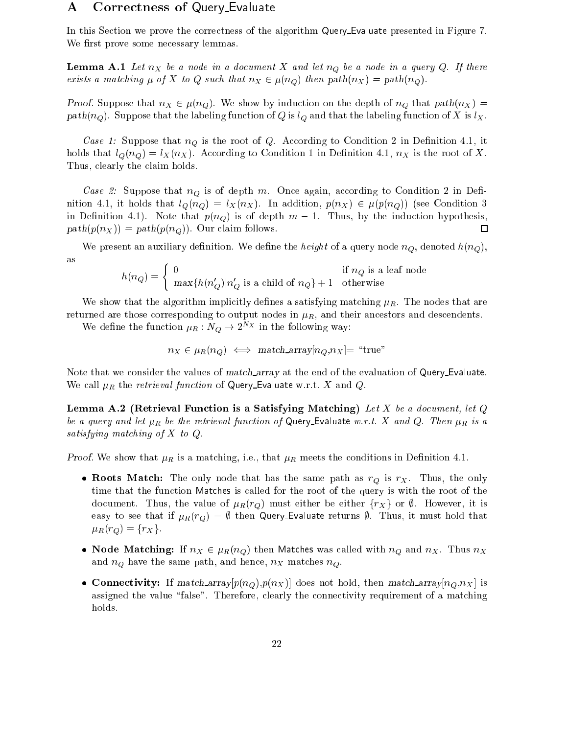# A Correctness of Query_Evaluate

In this Section we prove the correctness of the algorithm Query_Evaluate presented in Figure 7. We first prove some necessary lemmas.

**Lemma A.1** *Let $n_X$ be a node in a document $X$ and let $n_Q$ be a node in a query $Q$. If there exists a matching $\mu$ of $X$ to $Q$ such that $n_X \in \mu(n_Q)$ then $path(n_X) = path(n_Q)$.*

*Proof.* Suppose that $n_X \in \mu(n_Q)$. We show by induction on the depth of $n_Q$ that $path(n_X) = path(n_Q)$. Suppose that the labeling function of $Q$ is $l_Q$ and that the labeling function of $X$ is $l_X$.

*Case 1:* Suppose that $n_Q$ is the root of $Q$. According to Condition 2 in Definition 4.1, it holds that $l_Q(n_Q) = l_X(n_X)$. According to Condition 1 in Definition 4.1, $n_X$ is the root of $X$. Thus, clearly the claim holds.

*Case 2:* Suppose that $n_Q$ is of depth $m$. Once again, according to Condition 2 in Definition 4.1, it holds that $l_Q(n_Q) = l_X(n_X)$. In addition, $p(n_X) \in \mu(p(n_Q))$ (see Condition 3 in Definition 4.1). Note that $p(n_Q)$ is of depth $m-1$. Thus, by the induction hypothesis, $path(p(n_X)) = path(p(n_Q))$. Our claim follows. □

We present an auxiliary definition. We define the *height* of a query node $n_Q$, denoted $h(n_Q)$, as

$$h(n_Q) = \begin{cases} 0 & \text{if } n_Q \text{ is a leaf node} \\ max\{h(n'_Q) | n'_Q \text{ is a child of } n_Q\} + 1 & \text{otherwise} \end{cases}$$

We show that the algorithm implicitly defines a satisfying matching $\mu_R$. The nodes that are returned are those corresponding to output nodes in $\mu_R$, and their ancestors and descendents.

We define the function $\mu_R : N_Q \to 2^{N_X}$ in the following way:

$$n_X \in \mu_R(n_Q) \iff match\_array[n_Q, n_X] = \text{"true"}$$

Note that we consider the values of *match_array* at the end of the evaluation of Query_Evaluate. We call $\mu_R$ the *retrieval function* of Query_Evaluate w.r.t. $X$ and $Q$.

**Lemma A.2 (Retrieval Function is a Satisfying Matching)** *Let $X$ be a document, let $Q$ be a query and let $\mu_R$ be the retrieval function of* Query_Evaluate *w.r.t. $X$ and $Q$. Then $\mu_R$ is a satisfying matching of $X$ to $Q$.*

*Proof.* We show that $\mu_R$ is a matching, i.e., that $\mu_R$ meets the conditions in Definition 4.1.

- **Roots Match:** The only node that has the same path as $r_Q$ is $r_X$. Thus, the only time that the function Matches is called for the root of the query is with the root of the document. Thus, the value of $\mu_R(r_Q)$ must either be either $\{r_X\}$ or $\emptyset$. However, it is easy to see that if $\mu_R(r_Q) = \emptyset$ then Query_Evaluate returns $\emptyset$. Thus, it must hold that $\mu_R(r_Q) = \{r_X\}$.
- **Node Matching:** If $n_X \in \mu_R(n_Q)$ then Matches was called with $n_Q$ and $n_X$. Thus $n_X$ and $n_Q$ have the same path, and hence, $n_X$ matches $n_Q$.
- **Connectivity:** If *match_array*[$p(n_Q)$,$p(n_X)$] does not hold, then *match_array*[$n_Q$,$n_X$] is assigned the value "false". Therefore, clearly the connectivity requirement of a matching holds.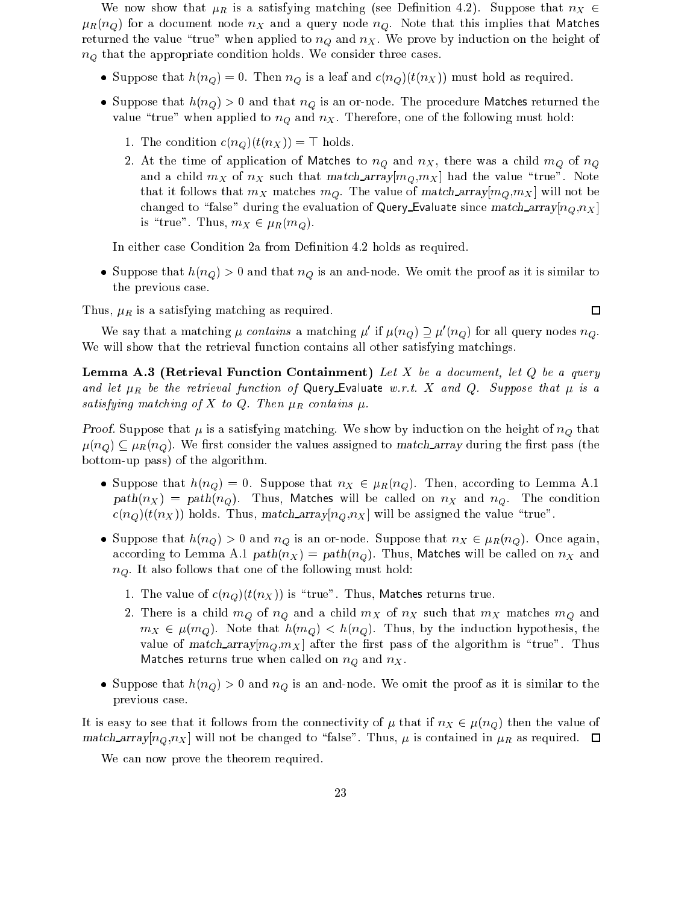We now show that $\mu_R$ is a satisfying matching (see Definition 4.2). Suppose that $n_X \in \mu_R(n_Q)$ for a document node $n_X$ and a query node $n_Q$. Note that this implies that Matches returned the value "true" when applied to $n_Q$ and $n_X$. We prove by induction on the height of $n_Q$ that the appropriate condition holds. We consider three cases.

- Suppose that $h(n_Q) = 0$. Then $n_Q$ is a leaf and $c(n_Q)(t(n_X))$ must hold as required.
- Suppose that $h(n_Q) > 0$ and that $n_Q$ is an or-node. The procedure Matches returned the value "true" when applied to $n_Q$ and $n_X$. Therefore, one of the following must hold:
  1. The condition $c(n_Q)(t(n_X)) = \top$ holds.
  2. At the time of application of Matches to $n_Q$ and $n_X$, there was a child $m_Q$ of $n_Q$ and a child $m_X$ of $n_X$ such that *match_array*[$m_Q$,$m_X$] had the value "true". Note that it follows that $m_X$ matches $m_Q$. The value of *match_array*[$m_Q$,$m_X$] will not be changed to "false" during the evaluation of Query_Evaluate since *match_array*[$n_Q$,$n_X$] is "true". Thus, $m_X \in \mu_R(m_Q)$.

  In either case Condition 2a from Definition 4.2 holds as required.
- Suppose that $h(n_Q) > 0$ and that $n_Q$ is an and-node. We omit the proof as it is similar to the previous case.

Thus, $\mu_R$ is a satisfying matching as required. □

We say that a matching $\mu$ *contains* a matching $\mu'$ if $\mu(n_Q) \supseteq \mu'(n_Q)$ for all query nodes $n_Q$. We will show that the retrieval function contains all other satisfying matchings.

**Lemma A.3 (Retrieval Function Containment)** *Let $X$ be a document, let $Q$ be a query and let $\mu_R$ be the retrieval function of* Query_Evaluate *w.r.t. $X$ and $Q$. Suppose that $\mu$ is a satisfying matching of $X$ to $Q$. Then $\mu_R$ contains $\mu$.*

*Proof.* Suppose that $\mu$ is a satisfying matching. We show by induction on the height of $n_Q$ that $\mu(n_Q) \subseteq \mu_R(n_Q)$. We first consider the values assigned to *match_array* during the first pass (the bottom-up pass) of the algorithm.

- Suppose that $h(n_Q) = 0$. Suppose that $n_X \in \mu_R(n_Q)$. Then, according to Lemma A.1 $path(n_X) = path(n_Q)$. Thus, Matches will be called on $n_X$ and $n_Q$. The condition $c(n_Q)(t(n_X))$ holds. Thus, *match_array*[$n_Q$,$n_X$] will be assigned the value "true".
- Suppose that $h(n_Q) > 0$ and $n_Q$ is an or-node. Suppose that $n_X \in \mu_R(n_Q)$. Once again, according to Lemma A.1 $path(n_X) = path(n_Q)$. Thus, Matches will be called on $n_X$ and $n_Q$. It also follows that one of the following must hold:
  1. The value of $c(n_Q)(t(n_X))$ is "true". Thus, Matches returns true.
  2. There is a child $m_Q$ of $n_Q$ and a child $m_X$ of $n_X$ such that $m_X$ matches $m_Q$ and $m_X \in \mu(m_Q)$. Note that $h(m_Q) < h(n_Q)$. Thus, by the induction hypothesis, the value of *match_array*[$m_Q$,$m_X$] after the first pass of the algorithm is "true". Thus Matches returns true when called on $n_Q$ and $n_X$.
- Suppose that $h(n_Q) > 0$ and $n_Q$ is an and-node. We omit the proof as it is similar to the previous case.

It is easy to see that it follows from the connectivity of $\mu$ that if $n_X \in \mu(n_Q)$ then the value of *match_array*[$n_Q$,$n_X$] will not be changed to "false". Thus, $\mu$ is contained in $\mu_R$ as required. □

We can now prove the theorem required.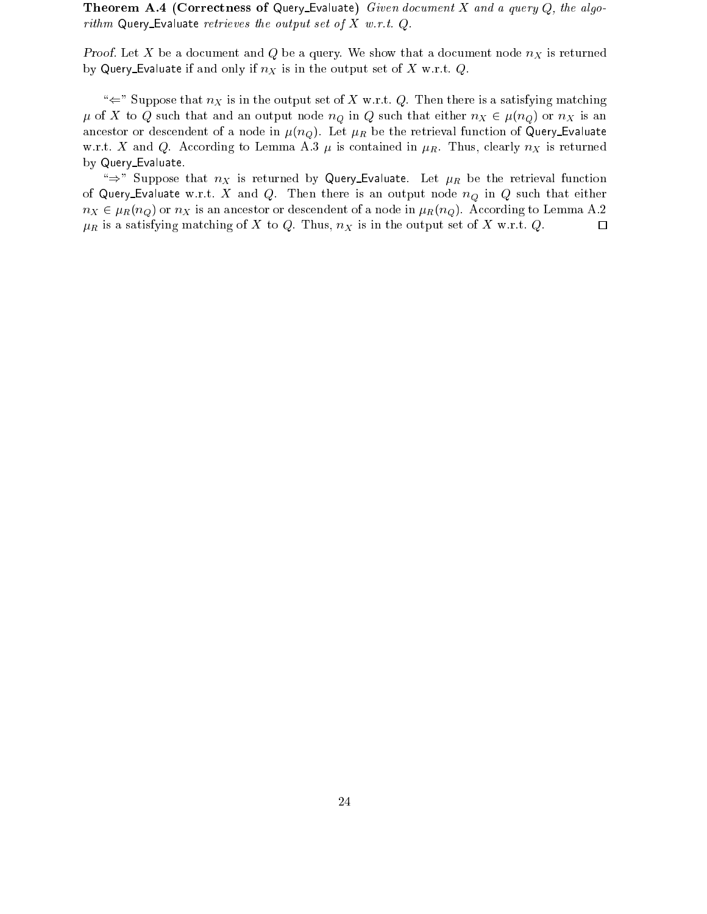**Theorem A.4 (Correctness of Query_Evaluate)** *Given document $X$ and a query $Q$, the algorithm* Query_Evaluate *retrieves the output set of $X$ w.r.t. $Q$.*

*Proof.* Let $X$ be a document and $Q$ be a query. We show that a document node $n_X$ is returned by Query_Evaluate if and only if $n_X$ is in the output set of $X$ w.r.t. $Q$.

"$\Leftarrow$" Suppose that $n_X$ is in the output set of $X$ w.r.t. $Q$. Then there is a satisfying matching $\mu$ of $X$ to $Q$ such that and an output node $n_Q$ in $Q$ such that either $n_X \in \mu(n_Q)$ or $n_X$ is an ancestor or descendent of a node in $\mu(n_Q)$. Let $\mu_R$ be the retrieval function of Query_Evaluate w.r.t. $X$ and $Q$. According to Lemma A.3 $\mu$ is contained in $\mu_R$. Thus, clearly $n_X$ is returned by Query_Evaluate.

"$\Rightarrow$" Suppose that $n_X$ is returned by Query_Evaluate. Let $\mu_R$ be the retrieval function of Query_Evaluate w.r.t. $X$ and $Q$. Then there is an output node $n_Q$ in $Q$ such that either $n_X \in \mu_R(n_Q)$ or $n_X$ is an ancestor or descendent of a node in $\mu_R(n_Q)$. According to Lemma A.2 $\mu_R$ is a satisfying matching of $X$ to $Q$. Thus, $n_X$ is in the output set of $X$ w.r.t. $Q$. □